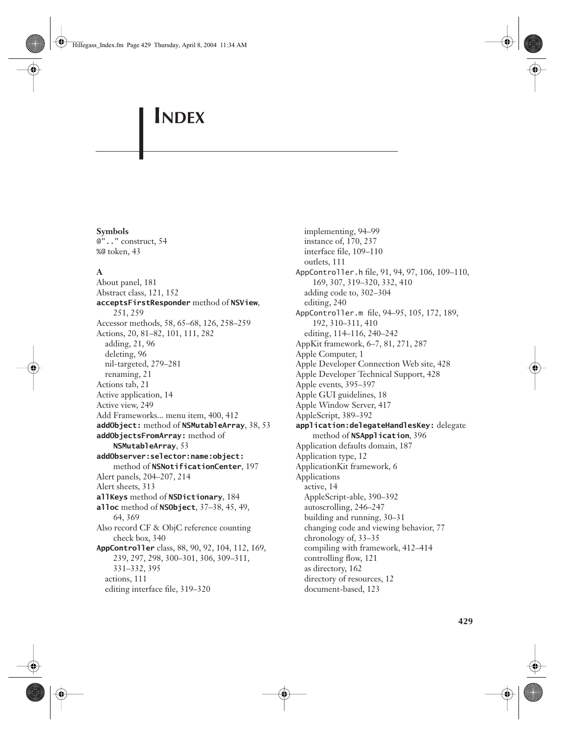# INDEX

**Symbols**

`@".."` construct, 54
`%@` token, 43

**A**

About panel, 181
Abstract class, 121, 152
**`acceptsFirstResponder`** method of **`NSView`**, 251, 259
Accessor methods, 58, 65–68, 126, 258–259
Actions, 20, 81–82, 101, 111, 282
  adding, 21, 96
  deleting, 96
  nil-targeted, 279–281
  renaming, 21
Actions tab, 21
Active application, 14
Active view, 249
Add Frameworks... menu item, 400, 412
**`addObject:`** method of **`NSMutableArray`**, 38, 53
**`addObjectsFromArray:`** method of **`NSMutableArray`**, 53
**`addObserver:selector:name:object:`** method of **`NSNotificationCenter`**, 197
Alert panels, 204–207, 214
Alert sheets, 313
**`allKeys`** method of **`NSDictionary`**, 184
**`alloc`** method of **`NSObject`**, 37–38, 45, 49, 64, 369
Also record CF & ObjC reference counting check box, 340
**`AppController`** class, 88, 90, 92, 104, 112, 169, 239, 297, 298, 300–301, 306, 309–311, 331–332, 395
  actions, 111
  editing interface file, 319–320
  implementing, 94–99
  instance of, 170, 237
  interface file, 109–110
  outlets, 111
`AppController.h` file, 91, 94, 97, 106, 109–110, 169, 307, 319–320, 332, 410
  adding code to, 302–304
  editing, 240
`AppController.m` file, 94–95, 105, 172, 189, 192, 310–311, 410
  editing, 114–116, 240–242
AppKit framework, 6–7, 81, 271, 287
Apple Computer, 1
Apple Developer Connection Web site, 428
Apple Developer Technical Support, 428
Apple events, 395–397
Apple GUI guidelines, 18
Apple Window Server, 417
AppleScript, 389–392
**`application:delegateHandlesKey:`** delegate method of **`NSApplication`**, 396
Application defaults domain, 187
Application type, 12
ApplicationKit framework, 6
Applications
  active, 14
  AppleScript-able, 390–392
  autoscrolling, 246–247
  building and running, 30–31
  changing code and viewing behavior, 77
  chronology of, 33–35
  compiling with framework, 412–414
  controlling flow, 121
  as directory, 162
  directory of resources, 12
  document-based, 123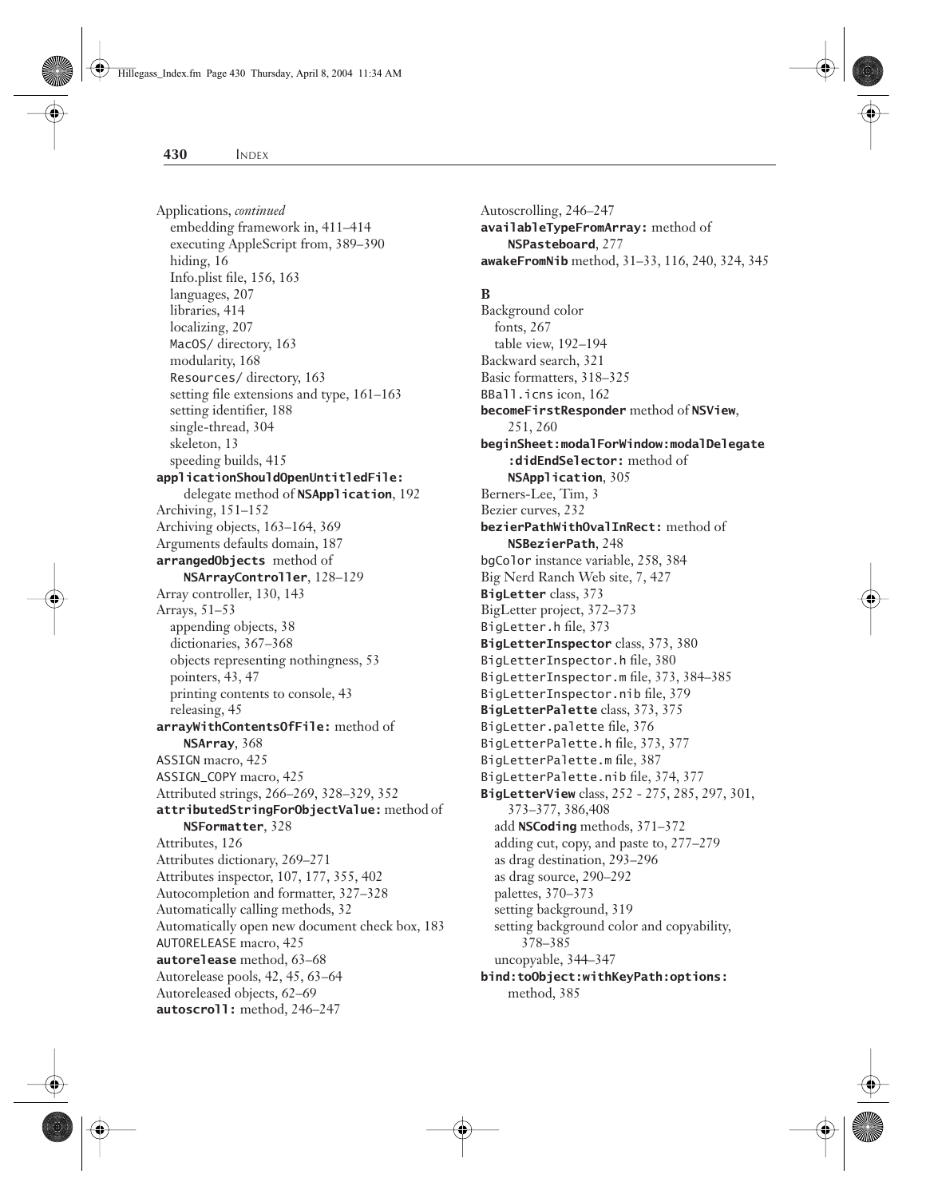Applications, *continued*
- embedding framework in, 411–414
- executing AppleScript from, 389–390
- hiding, 16
- Info.plist file, 156, 163
- languages, 207
- libraries, 414
- localizing, 207
- `MacOS/` directory, 163
- modularity, 168
- `Resources/` directory, 163
- setting file extensions and type, 161–163
- setting identifier, 188
- single-thread, 304
- skeleton, 13
- speeding builds, 415

**applicationShouldOpenUntitledFile:** delegate method of **NSApplication**, 192
Archiving, 151–152
Archiving objects, 163–164, 369
Arguments defaults domain, 187
**arrangedObjects** method of **NSArrayController**, 128–129
Array controller, 130, 143
Arrays, 51–53
- appending objects, 38
- dictionaries, 367–368
- objects representing nothingness, 53
- pointers, 43, 47
- printing contents to console, 43
- releasing, 45

**arrayWithContentsOfFile:** method of **NSArray**, 368
ASSIGN macro, 425
ASSIGN_COPY macro, 425
Attributed strings, 266–269, 328–329, 352
**attributedStringForObjectValue:** method of **NSFormatter**, 328
Attributes, 126
Attributes dictionary, 269–271
Attributes inspector, 107, 177, 355, 402
Autocompletion and formatter, 327–328
Automatically calling methods, 32
Automatically open new document check box, 183
AUTORELEASE macro, 425
**autorelease** method, 63–68
Autorelease pools, 42, 45, 63–64
Autoreleased objects, 62–69
**autoscroll:** method, 246–247
Autoscrolling, 246–247
**availableTypeFromArray:** method of **NSPasteboard**, 277
**awakeFromNib** method, 31–33, 116, 240, 324, 345

**B**

Background color
- fonts, 267
- table view, 192–194

Backward search, 321
Basic formatters, 318–325
`BBall.icns` icon, 162
**becomeFirstResponder** method of **NSView**, 251, 260
**beginSheet:modalForWindow:modalDelegate:didEndSelector:** method of **NSApplication**, 305
Berners-Lee, Tim, 3
Bezier curves, 232
**bezierPathWithOvalInRect:** method of **NSBezierPath**, 248
`bgColor` instance variable, 258, 384
Big Nerd Ranch Web site, 7, 427
**BigLetter** class, 373
BigLetter project, 372–373
`BigLetter.h` file, 373
**BigLetterInspector** class, 373, 380
`BigLetterInspector.h` file, 380
`BigLetterInspector.m` file, 373, 384–385
`BigLetterInspector.nib` file, 379
**BigLetterPalette** class, 373, 375
`BigLetter.palette` file, 376
`BigLetterPalette.h` file, 373, 377
`BigLetterPalette.m` file, 387
`BigLetterPalette.nib` file, 374, 377
**BigLetterView** class, 252 - 275, 285, 297, 301, 373–377, 386,408
- add **NSCoding** methods, 371–372
- adding cut, copy, and paste to, 277–279
- as drag destination, 293–296
- as drag source, 290–292
- palettes, 370–373
- setting background, 319
- setting background color and copyability, 378–385
- uncopyable, 344–347

**bind:toObject:withKeyPath:options:** method, 385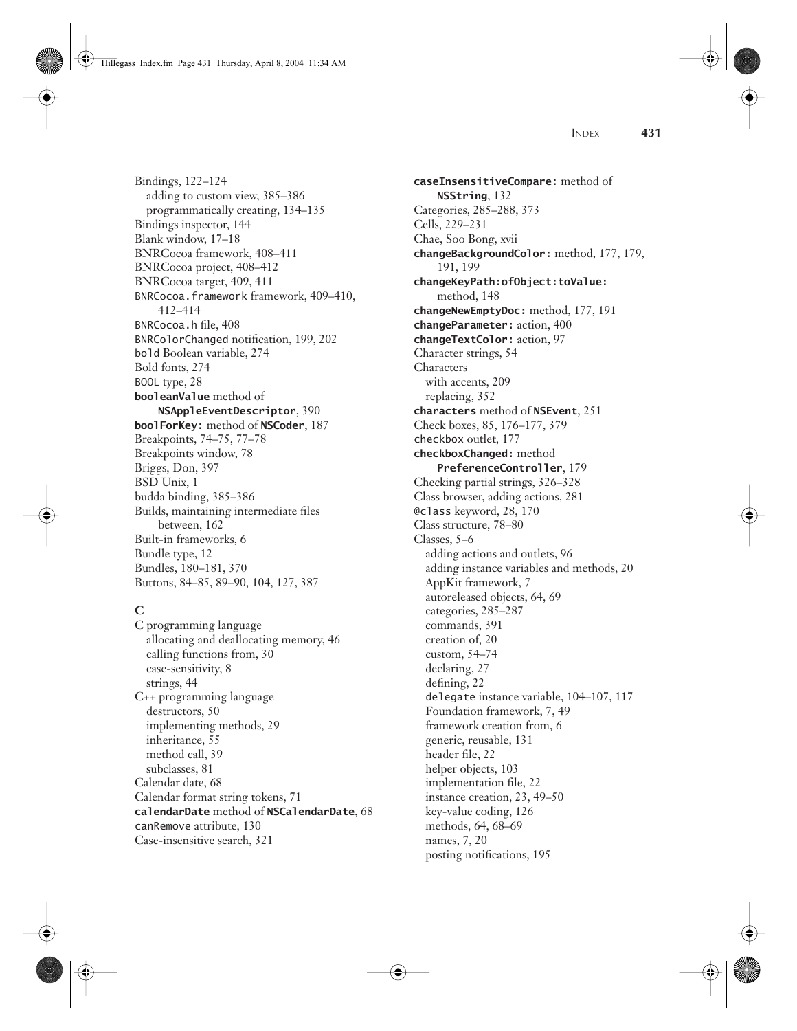Bindings, 122–124
  adding to custom view, 385–386
  programmatically creating, 134–135
Bindings inspector, 144
Blank window, 17–18
BNRCocoa framework, 408–411
BNRCocoa project, 408–412
BNRCocoa target, 409, 411
`BNRCocoa.framework` framework, 409–410, 412–414
`BNRCocoa.h` file, 408
`BNRColorChanged` notification, 199, 202
`bold` Boolean variable, 274
Bold fonts, 274
`BOOL` type, 28
**`booleanValue`** method of **`NSAppleEventDescriptor`**, 390
**`boolForKey:`** method of **`NSCoder`**, 187
Breakpoints, 74–75, 77–78
Breakpoints window, 78
Briggs, Don, 397
BSD Unix, 1
budda binding, 385–386
Builds, maintaining intermediate files between, 162
Built-in frameworks, 6
Bundle type, 12
Bundles, 180–181, 370
Buttons, 84–85, 89–90, 104, 127, 387

## C

C programming language
  allocating and deallocating memory, 46
  calling functions from, 30
  case-sensitivity, 8
  strings, 44
C++ programming language
  destructors, 50
  implementing methods, 29
  inheritance, 55
  method call, 39
  subclasses, 81
Calendar date, 68
Calendar format string tokens, 71
**`calendarDate`** method of **`NSCalendarDate`**, 68
`canRemove` attribute, 130
Case-insensitive search, 321
**`caseInsensitiveCompare:`** method of **`NSString`**, 132
Categories, 285–288, 373
Cells, 229–231
Chae, Soo Bong, xvii
**`changeBackgroundColor:`** method, 177, 179, 191, 199
**`changeKeyPath:ofObject:toValue:`** method, 148
**`changeNewEmptyDoc:`** method, 177, 191
**`changeParameter:`** action, 400
**`changeTextColor:`** action, 97
Character strings, 54
Characters
  with accents, 209
  replacing, 352
**`characters`** method of **`NSEvent`**, 251
Check boxes, 85, 176–177, 379
`checkbox` outlet, 177
**`checkboxChanged:`** method **`PreferenceController`**, 179
Checking partial strings, 326–328
Class browser, adding actions, 281
`@class` keyword, 28, 170
Class structure, 78–80
Classes, 5–6
  adding actions and outlets, 96
  adding instance variables and methods, 20
  AppKit framework, 7
  autoreleased objects, 64, 69
  categories, 285–287
  commands, 391
  creation of, 20
  custom, 54–74
  declaring, 27
  defining, 22
  `delegate` instance variable, 104–107, 117
  Foundation framework, 7, 49
  framework creation from, 6
  generic, reusable, 131
  header file, 22
  helper objects, 103
  implementation file, 22
  instance creation, 23, 49–50
  key-value coding, 126
  methods, 64, 68–69
  names, 7, 20
  posting notifications, 195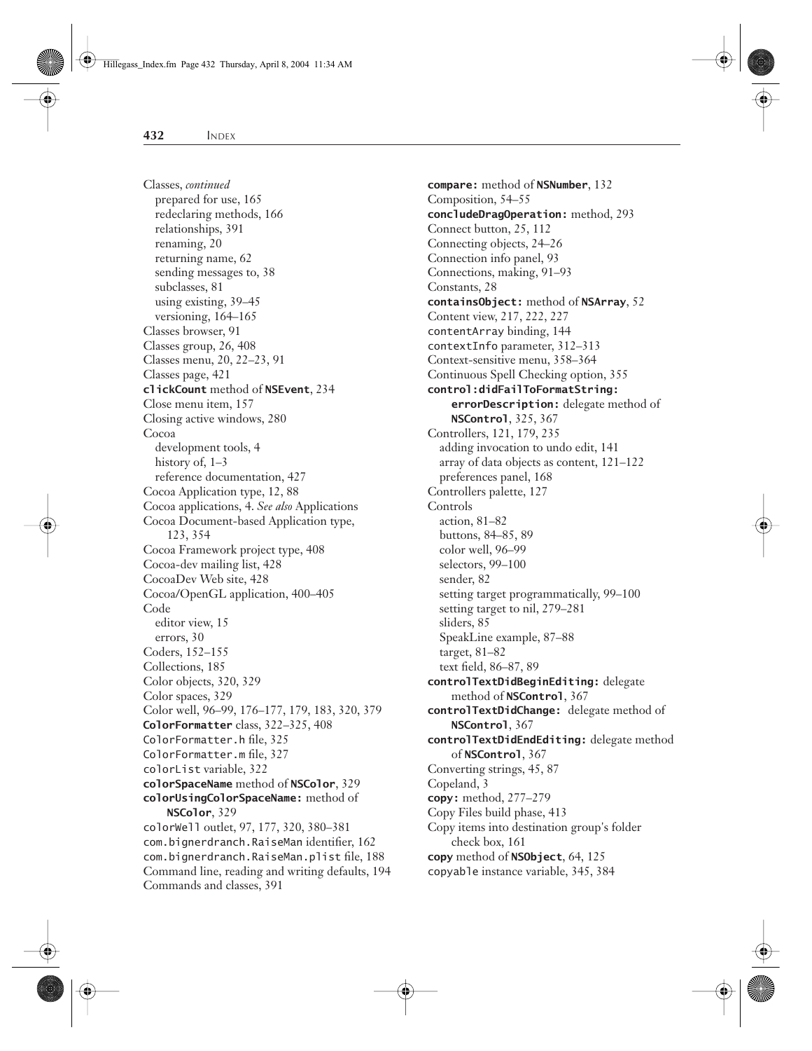Classes, *continued*
  prepared for use, 165
  redeclaring methods, 166
  relationships, 391
  renaming, 20
  returning name, 62
  sending messages to, 38
  subclasses, 81
  using existing, 39–45
  versioning, 164–165
Classes browser, 91
Classes group, 26, 408
Classes menu, 20, 22–23, 91
Classes page, 421
**clickCount** method of **NSEvent**, 234
Close menu item, 157
Closing active windows, 280
Cocoa
  development tools, 4
  history of, 1–3
  reference documentation, 427
Cocoa Application type, 12, 88
Cocoa applications, 4. *See also* Applications
Cocoa Document-based Application type, 123, 354
Cocoa Framework project type, 408
Cocoa-dev mailing list, 428
CocoaDev Web site, 428
Cocoa/OpenGL application, 400–405
Code
  editor view, 15
  errors, 30
Coders, 152–155
Collections, 185
Color objects, 320, 329
Color spaces, 329
Color well, 96–99, 176–177, 179, 183, 320, 379
**ColorFormatter** class, 322–325, 408
ColorFormatter.h file, 325
ColorFormatter.m file, 327
colorList variable, 322
**colorSpaceName** method of **NSColor**, 329
**colorUsingColorSpaceName:** method of **NSColor**, 329
colorWell outlet, 97, 177, 320, 380–381
com.bignerdranch.RaiseMan identifier, 162
com.bignerdranch.RaiseMan.plist file, 188
Command line, reading and writing defaults, 194
Commands and classes, 391
**compare:** method of **NSNumber**, 132
Composition, 54–55
**concludeDragOperation:** method, 293
Connect button, 25, 112
Connecting objects, 24–26
Connection info panel, 93
Connections, making, 91–93
Constants, 28
**containsObject:** method of **NSArray**, 52
Content view, 217, 222, 227
contentArray binding, 144
contextInfo parameter, 312–313
Context-sensitive menu, 358–364
Continuous Spell Checking option, 355
**control:didFailToFormatString: errorDescription:** delegate method of **NSControl**, 325, 367
Controllers, 121, 179, 235
  adding invocation to undo edit, 141
  array of data objects as content, 121–122
  preferences panel, 168
Controllers palette, 127
Controls
  action, 81–82
  buttons, 84–85, 89
  color well, 96–99
  selectors, 99–100
  sender, 82
  setting target programmatically, 99–100
  setting target to nil, 279–281
  sliders, 85
  SpeakLine example, 87–88
  target, 81–82
  text field, 86–87, 89
**controlTextDidBeginEditing:** delegate method of **NSControl**, 367
**controlTextDidChange:** delegate method of **NSControl**, 367
**controlTextDidEndEditing:** delegate method of **NSControl**, 367
Converting strings, 45, 87
Copeland, 3
**copy:** method, 277–279
Copy Files build phase, 413
Copy items into destination group's folder check box, 161
**copy** method of **NSObject**, 64, 125
copyable instance variable, 345, 384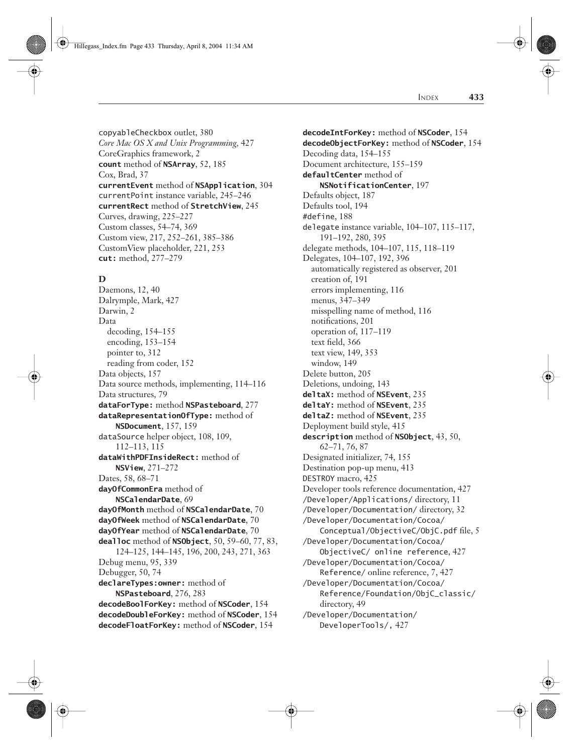copyableCheckbox outlet, 380
*Core Mac OS X and Unix Programming*, 427
CoreGraphics framework, 2
**count** method of **NSArray**, 52, 185
Cox, Brad, 37
**currentEvent** method of **NSApplication**, 304
currentPoint instance variable, 245–246
**currentRect** method of **StretchView**, 245
Curves, drawing, 225–227
Custom classes, 54–74, 369
Custom view, 217, 252–261, 385–386
CustomView placeholder, 221, 253
**cut:** method, 277–279

## D

Daemons, 12, 40
Dalrymple, Mark, 427
Darwin, 2
Data
  decoding, 154–155
  encoding, 153–154
  pointer to, 312
  reading from coder, 152
Data objects, 157
Data source methods, implementing, 114–116
Data structures, 79
**dataForType:** method **NSPasteboard**, 277
**dataRepresentationOfType:** method of **NSDocument**, 157, 159
dataSource helper object, 108, 109, 112–113, 115
**dataWithPDFInsideRect:** method of **NSView**, 271–272
Dates, 58, 68–71
**dayOfCommonEra** method of **NSCalendarDate**, 69
**dayOfMonth** method of **NSCalendarDate**, 70
**dayOfWeek** method of **NSCalendarDate**, 70
**dayOfYear** method of **NSCalendarDate**, 70
**dealloc** method of **NSObject**, 50, 59–60, 77, 83, 124–125, 144–145, 196, 200, 243, 271, 363
Debug menu, 95, 339
Debugger, 50, 74
**declareTypes:owner:** method of **NSPasteboard**, 276, 283
**decodeBoolForKey:** method of **NSCoder**, 154
**decodeDoubleForKey:** method of **NSCoder**, 154
**decodeFloatForKey:** method of **NSCoder**, 154
**decodeIntForKey:** method of **NSCoder**, 154
**decodeObjectForKey:** method of **NSCoder**, 154
Decoding data, 154–155
Document architecture, 155–159
**defaultCenter** method of **NSNotificationCenter**, 197
Defaults object, 187
Defaults tool, 194
#define, 188
delegate instance variable, 104–107, 115–117, 191–192, 280, 395
delegate methods, 104–107, 115, 118–119
Delegates, 104–107, 192, 396
  automatically registered as observer, 201
  creation of, 191
  errors implementing, 116
  menus, 347–349
  misspelling name of method, 116
  notifications, 201
  operation of, 117–119
  text field, 366
  text view, 149, 353
  window, 149
Delete button, 205
Deletions, undoing, 143
**deltaX:** method of **NSEvent**, 235
**deltaY:** method of **NSEvent**, 235
**deltaZ:** method of **NSEvent**, 235
Deployment build style, 415
**description** method of **NSObject**, 43, 50, 62–71, 76, 87
Designated initializer, 74, 155
Destination pop-up menu, 413
DESTROY macro, 425
Developer tools reference documentation, 427
/Developer/Applications/ directory, 11
/Developer/Documentation/ directory, 32
/Developer/Documentation/Cocoa/Conceptual/ObjectiveC/ObjC.pdf file, 5
/Developer/Documentation/Cocoa/ObjectiveC/ online reference, 427
/Developer/Documentation/Cocoa/Reference/ online reference, 7, 427
/Developer/Documentation/Cocoa/Reference/Foundation/ObjC_classic/ directory, 49
/Developer/Documentation/DeveloperTools/, 427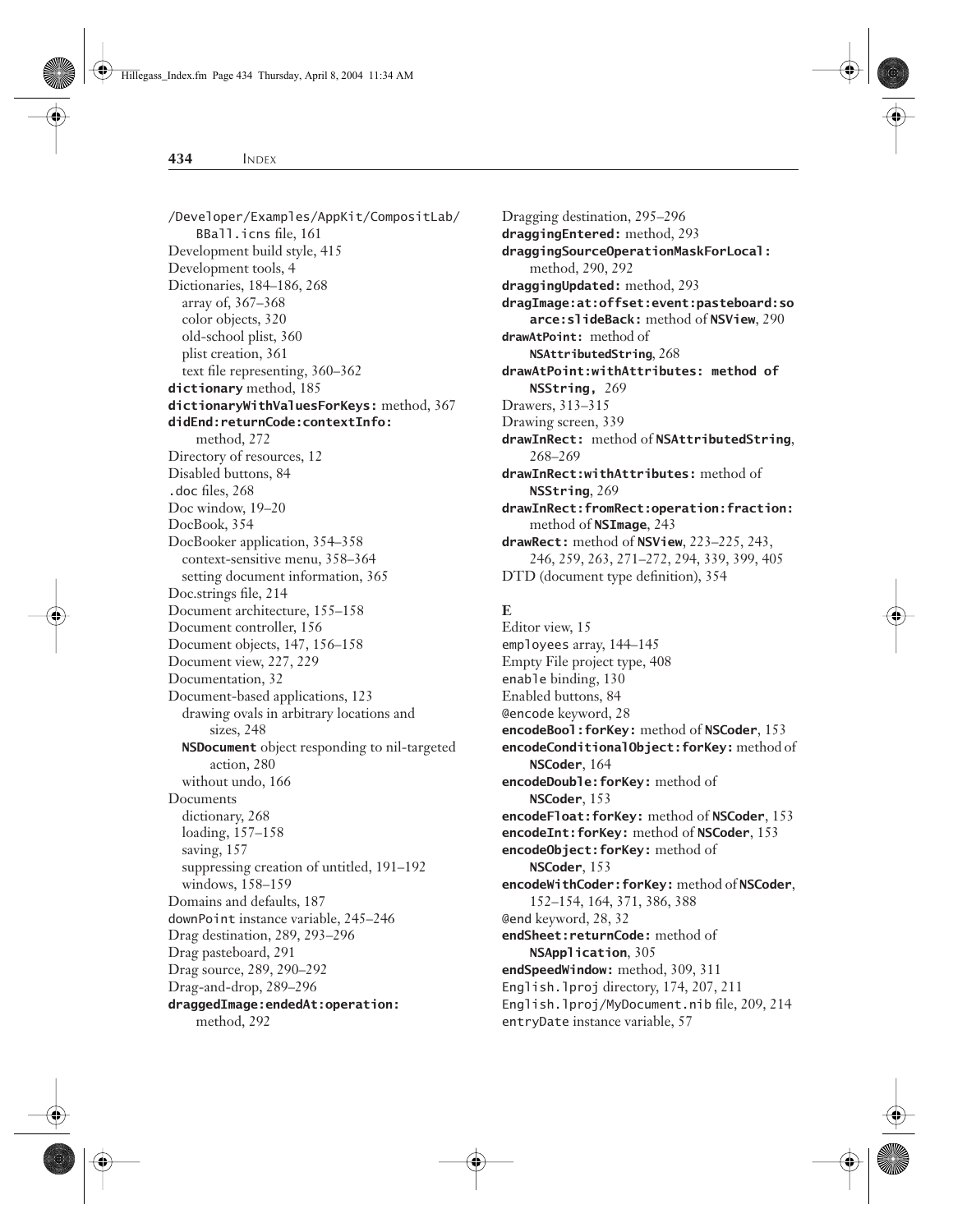/Developer/Examples/AppKit/CompositLab/BBall.icns file, 161
Development build style, 415
Development tools, 4
Dictionaries, 184–186, 268
  array of, 367–368
  color objects, 320
  old-school plist, 360
  plist creation, 361
  text file representing, 360–362
**dictionary** method, 185
**dictionaryWithValuesForKeys:** method, 367
**didEnd:returnCode:contextInfo:** method, 272
Directory of resources, 12
Disabled buttons, 84
.doc files, 268
Doc window, 19–20
DocBook, 354
DocBooker application, 354–358
  context-sensitive menu, 358–364
  setting document information, 365
Doc.strings file, 214
Document architecture, 155–158
Document controller, 156
Document objects, 147, 156–158
Document view, 227, 229
Documentation, 32
Document-based applications, 123
  drawing ovals in arbitrary locations and sizes, 248
  **NSDocument** object responding to nil-targeted action, 280
  without undo, 166
Documents
  dictionary, 268
  loading, 157–158
  saving, 157
  suppressing creation of untitled, 191–192
  windows, 158–159
Domains and defaults, 187
downPoint instance variable, 245–246
Drag destination, 289, 293–296
Drag pasteboard, 291
Drag source, 289, 290–292
Drag-and-drop, 289–296
**draggedImage:endedAt:operation:** method, 292
Dragging destination, 295–296
**draggingEntered:** method, 293
**draggingSourceOperationMaskForLocal:** method, 290, 292
**draggingUpdated:** method, 293
**dragImage:at:offset:event:pasteboard:soarce:slideBack:** method of **NSView**, 290
**drawAtPoint:** method of **NSAttributedString**, 268
**drawAtPoint:withAttributes: method of NSString,** 269
Drawers, 313–315
Drawing screen, 339
**drawInRect:** method of **NSAttributedString**, 268–269
**drawInRect:withAttributes:** method of **NSString**, 269
**drawInRect:fromRect:operation:fraction:** method of **NSImage**, 243
**drawRect:** method of **NSView**, 223–225, 243, 246, 259, 263, 271–272, 294, 339, 399, 405
DTD (document type definition), 354

## E

Editor view, 15
employees array, 144–145
Empty File project type, 408
enable binding, 130
Enabled buttons, 84
@encode keyword, 28
**encodeBool:forKey:** method of **NSCoder**, 153
**encodeConditionalObject:forKey:** method of **NSCoder**, 164
**encodeDouble:forKey:** method of **NSCoder**, 153
**encodeFloat:forKey:** method of **NSCoder**, 153
**encodeInt:forKey:** method of **NSCoder**, 153
**encodeObject:forKey:** method of **NSCoder**, 153
**encodeWithCoder:forKey:** method of **NSCoder**, 152–154, 164, 371, 386, 388
@end keyword, 28, 32
**endSheet:returnCode:** method of **NSApplication**, 305
**endSpeedWindow:** method, 309, 311
English.lproj directory, 174, 207, 211
English.lproj/MyDocument.nib file, 209, 214
entryDate instance variable, 57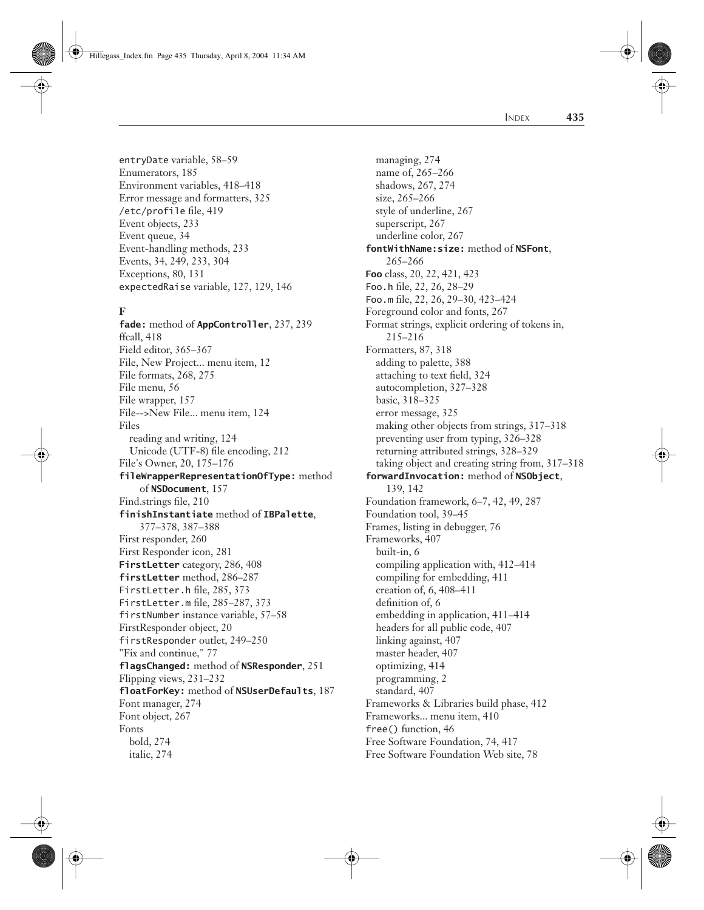entryDate variable, 58–59
Enumerators, 185
Environment variables, 418–418
Error message and formatters, 325
/etc/profile file, 419
Event objects, 233
Event queue, 34
Event-handling methods, 233
Events, 34, 249, 233, 304
Exceptions, 80, 131
expectedRaise variable, 127, 129, 146

## F

**fade:** method of **AppController**, 237, 239
ffcall, 418
Field editor, 365–367
File, New Project... menu item, 12
File formats, 268, 275
File menu, 56
File wrapper, 157
File-->New File... menu item, 124
Files
  reading and writing, 124
  Unicode (UTF-8) file encoding, 212
File's Owner, 20, 175–176
**fileWrapperRepresentationOfType:** method of **NSDocument**, 157
Find.strings file, 210
**finishInstantiate** method of **IBPalette**, 377–378, 387–388
First responder, 260
First Responder icon, 281
**FirstLetter** category, 286, 408
**firstLetter** method, 286–287
FirstLetter.h file, 285, 373
FirstLetter.m file, 285–287, 373
firstNumber instance variable, 57–58
FirstResponder object, 20
firstResponder outlet, 249–250
"Fix and continue," 77
**flagsChanged:** method of **NSResponder**, 251
Flipping views, 231–232
**floatForKey:** method of **NSUserDefaults**, 187
Font manager, 274
Font object, 267
Fonts
  bold, 274
  italic, 274
  managing, 274
  name of, 265–266
  shadows, 267, 274
  size, 265–266
  style of underline, 267
  superscript, 267
  underline color, 267
**fontWithName:size:** method of **NSFont**, 265–266
**Foo** class, 20, 22, 421, 423
Foo.h file, 22, 26, 28–29
Foo.m file, 22, 26, 29–30, 423–424
Foreground color and fonts, 267
Format strings, explicit ordering of tokens in, 215–216
Formatters, 87, 318
  adding to palette, 388
  attaching to text field, 324
  autocompletion, 327–328
  basic, 318–325
  error message, 325
  making other objects from strings, 317–318
  preventing user from typing, 326–328
  returning attributed strings, 328–329
  taking object and creating string from, 317–318
**forwardInvocation:** method of **NSObject**, 139, 142
Foundation framework, 6–7, 42, 49, 287
Foundation tool, 39–45
Frames, listing in debugger, 76
Frameworks, 407
  built-in, 6
  compiling application with, 412–414
  compiling for embedding, 411
  creation of, 6, 408–411
  definition of, 6
  embedding in application, 411–414
  headers for all public code, 407
  linking against, 407
  master header, 407
  optimizing, 414
  programming, 2
  standard, 407
Frameworks & Libraries build phase, 412
Frameworks... menu item, 410
free() function, 46
Free Software Foundation, 74, 417
Free Software Foundation Web site, 78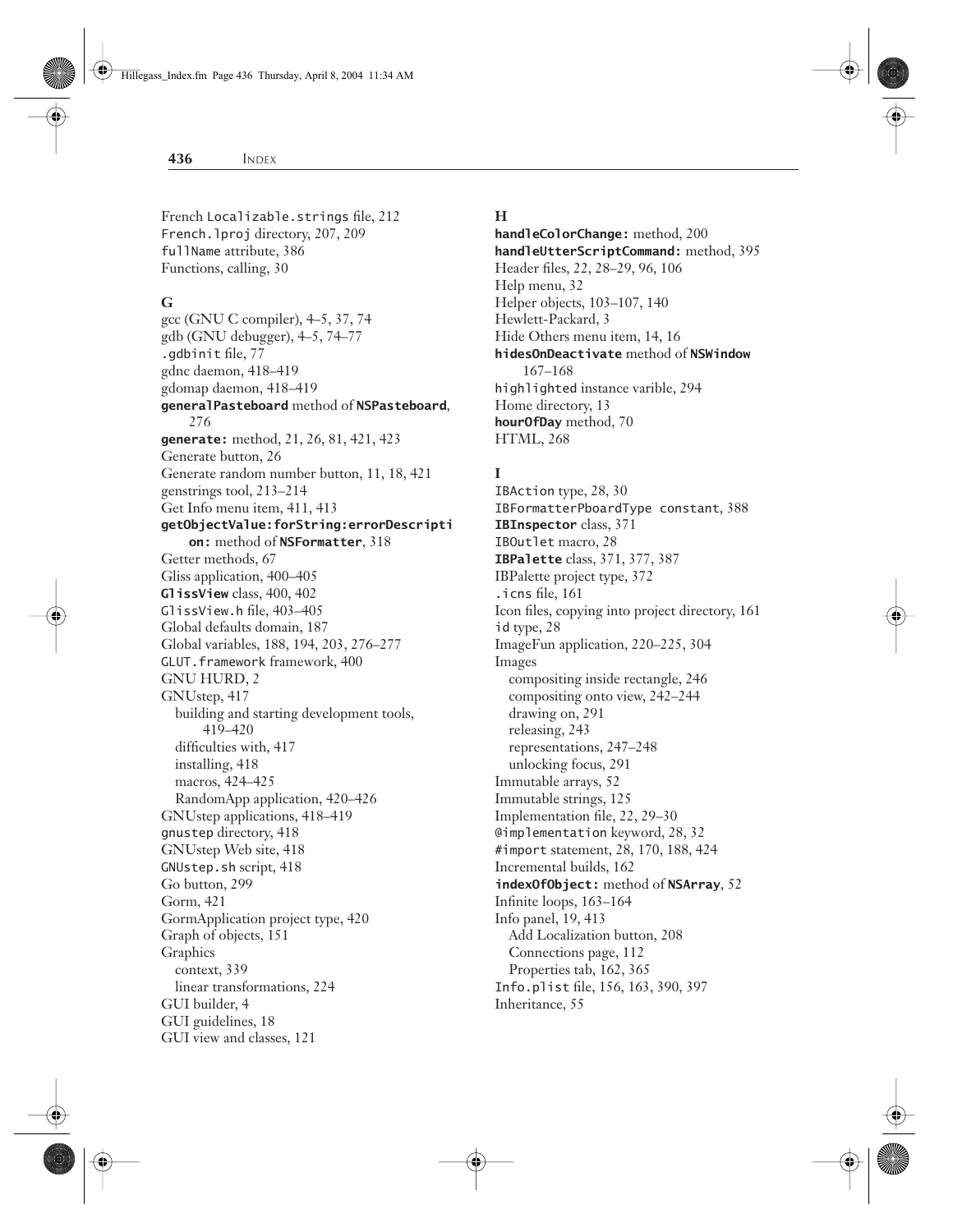French `Localizable.strings` file, 212
`French.lproj` directory, 207, 209
`fullName` attribute, 386
Functions, calling, 30

**G**

gcc (GNU C compiler), 4–5, 37, 74
gdb (GNU debugger), 4–5, 74–77
`.gdbinit` file, 77
gdnc daemon, 418–419
gdomap daemon, 418–419
**`generalPasteboard`** method of **`NSPasteboard`**, 276
**`generate:`** method, 21, 26, 81, 421, 423
Generate button, 26
Generate random number button, 11, 18, 421
genstrings tool, 213–214
Get Info menu item, 411, 413
**`getObjectValue:forString:errorDescription:`** method of **`NSFormatter`**, 318
Getter methods, 67
Gliss application, 400–405
**`GlissView`** class, 400, 402
`GlissView.h` file, 403–405
Global defaults domain, 187
Global variables, 188, 194, 203, 276–277
`GLUT.framework` framework, 400
GNU HURD, 2
GNUstep, 417
  building and starting development tools, 419–420
  difficulties with, 417
  installing, 418
  macros, 424–425
  RandomApp application, 420–426
GNUstep applications, 418–419
`gnustep` directory, 418
GNUstep Web site, 418
`GNUstep.sh` script, 418
Go button, 299
Gorm, 421
GormApplication project type, 420
Graph of objects, 151
Graphics
  context, 339
  linear transformations, 224
GUI builder, 4
GUI guidelines, 18
GUI view and classes, 121

**H**

**`handleColorChange:`** method, 200
**`handleUtterScriptCommand:`** method, 395
Header files, 22, 28–29, 96, 106
Help menu, 32
Helper objects, 103–107, 140
Hewlett-Packard, 3
Hide Others menu item, 14, 16
**`hidesOnDeactivate`** method of **`NSWindow`** 167–168
`highlighted` instance varible, 294
Home directory, 13
**`hourOfDay`** method, 70
HTML, 268

**I**

`IBAction` type, 28, 30
`IBFormatterPboardType constant`, 388
**`IBInspector`** class, 371
`IBOutlet` macro, 28
**`IBPalette`** class, 371, 377, 387
IBPalette project type, 372
`.icns` file, 161
Icon files, copying into project directory, 161
`id` type, 28
ImageFun application, 220–225, 304
Images
  compositing inside rectangle, 246
  compositing onto view, 242–244
  drawing on, 291
  releasing, 243
  representations, 247–248
  unlocking focus, 291
Immutable arrays, 52
Immutable strings, 125
Implementation file, 22, 29–30
`@implementation` keyword, 28, 32
`#import` statement, 28, 170, 188, 424
Incremental builds, 162
**`indexOfObject:`** method of **`NSArray`**, 52
Infinite loops, 163–164
Info panel, 19, 413
  Add Localization button, 208
  Connections page, 112
  Properties tab, 162, 365
`Info.plist` file, 156, 163, 390, 397
Inheritance, 55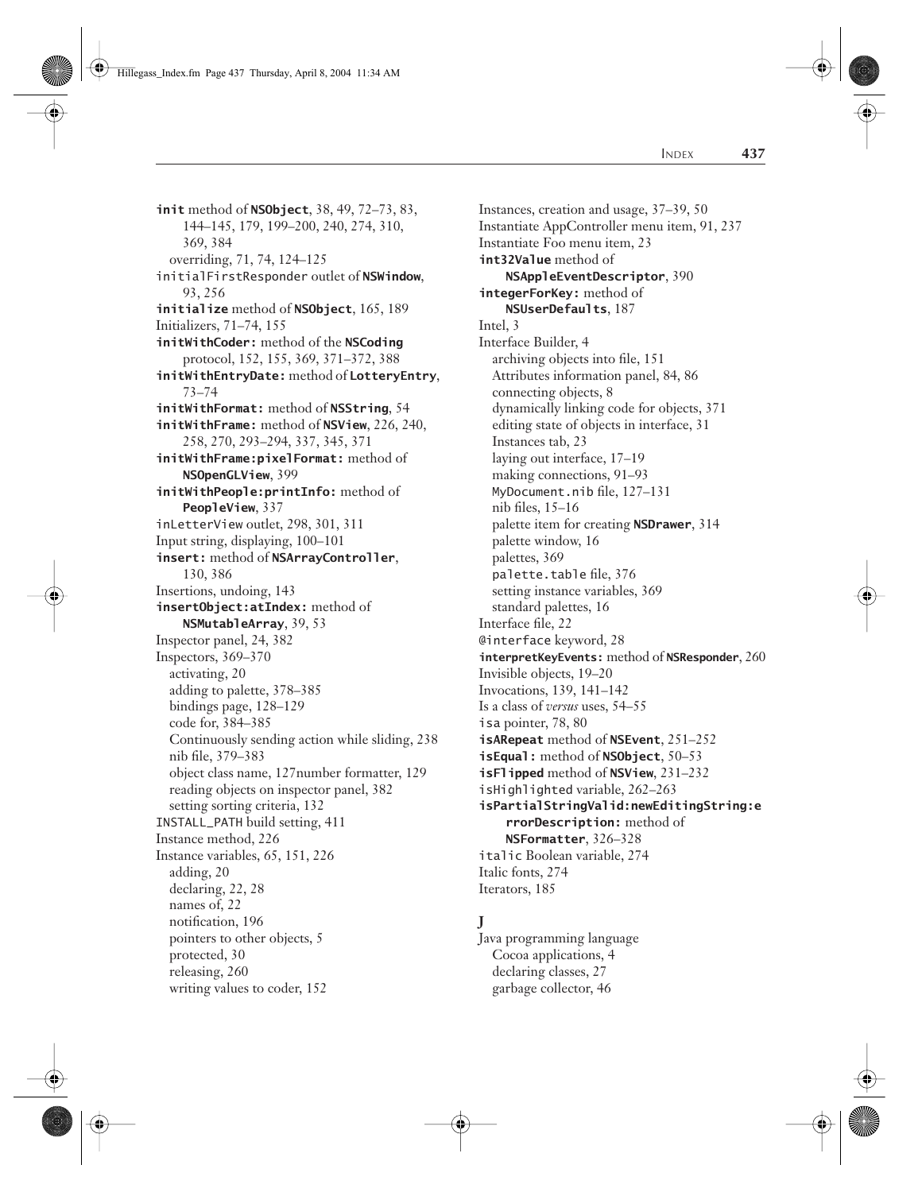**init** method of **NSObject**, 38, 49, 72–73, 83, 144–145, 179, 199–200, 240, 274, 310, 369, 384
- overriding, 71, 74, 124–125

initialFirstResponder outlet of **NSWindow**, 93, 256

**initialize** method of **NSObject**, 165, 189

Initializers, 71–74, 155

**initWithCoder:** method of the **NSCoding** protocol, 152, 155, 369, 371–372, 388

**initWithEntryDate:** method of **LotteryEntry**, 73–74

**initWithFormat:** method of **NSString**, 54

**initWithFrame:** method of **NSView**, 226, 240, 258, 270, 293–294, 337, 345, 371

**initWithFrame:pixelFormat:** method of **NSOpenGLView**, 399

**initWithPeople:printInfo:** method of **PeopleView**, 337

inLetterView outlet, 298, 301, 311

Input string, displaying, 100–101

**insert:** method of **NSArrayController**, 130, 386

Insertions, undoing, 143

**insertObject:atIndex:** method of **NSMutableArray**, 39, 53

Inspector panel, 24, 382

Inspectors, 369–370
- activating, 20
- adding to palette, 378–385
- bindings page, 128–129
- code for, 384–385
- Continuously sending action while sliding, 238
- nib file, 379–383
- object class name, 127number formatter, 129
- reading objects on inspector panel, 382
- setting sorting criteria, 132

INSTALL_PATH build setting, 411

Instance method, 226

Instance variables, 65, 151, 226
- adding, 20
- declaring, 22, 28
- names of, 22
- notification, 196
- pointers to other objects, 5
- protected, 30
- releasing, 260
- writing values to coder, 152

Instances, creation and usage, 37–39, 50

Instantiate AppController menu item, 91, 237

Instantiate Foo menu item, 23

**int32Value** method of **NSAppleEventDescriptor**, 390

**integerForKey:** method of **NSUserDefaults**, 187

Intel, 3

Interface Builder, 4
- archiving objects into file, 151
- Attributes information panel, 84, 86
- connecting objects, 8
- dynamically linking code for objects, 371
- editing state of objects in interface, 31
- Instances tab, 23
- laying out interface, 17–19
- making connections, 91–93
- MyDocument.nib file, 127–131
- nib files, 15–16
- palette item for creating **NSDrawer**, 314
- palette window, 16
- palettes, 369
- palette.table file, 376
- setting instance variables, 369
- standard palettes, 16

Interface file, 22

@interface keyword, 28

**interpretKeyEvents:** method of **NSResponder**, 260

Invisible objects, 19–20

Invocations, 139, 141–142

Is a class of *versus* uses, 54–55

isa pointer, 78, 80

**isARepeat** method of **NSEvent**, 251–252

**isEqual:** method of **NSObject**, 50–53

**isFlipped** method of **NSView**, 231–232

isHighlighted variable, 262–263

**isPartialStringValid:newEditingString:errorDescription:** method of **NSFormatter**, 326–328

italic Boolean variable, 274

Italic fonts, 274

Iterators, 185

## J

Java programming language
- Cocoa applications, 4
- declaring classes, 27
- garbage collector, 46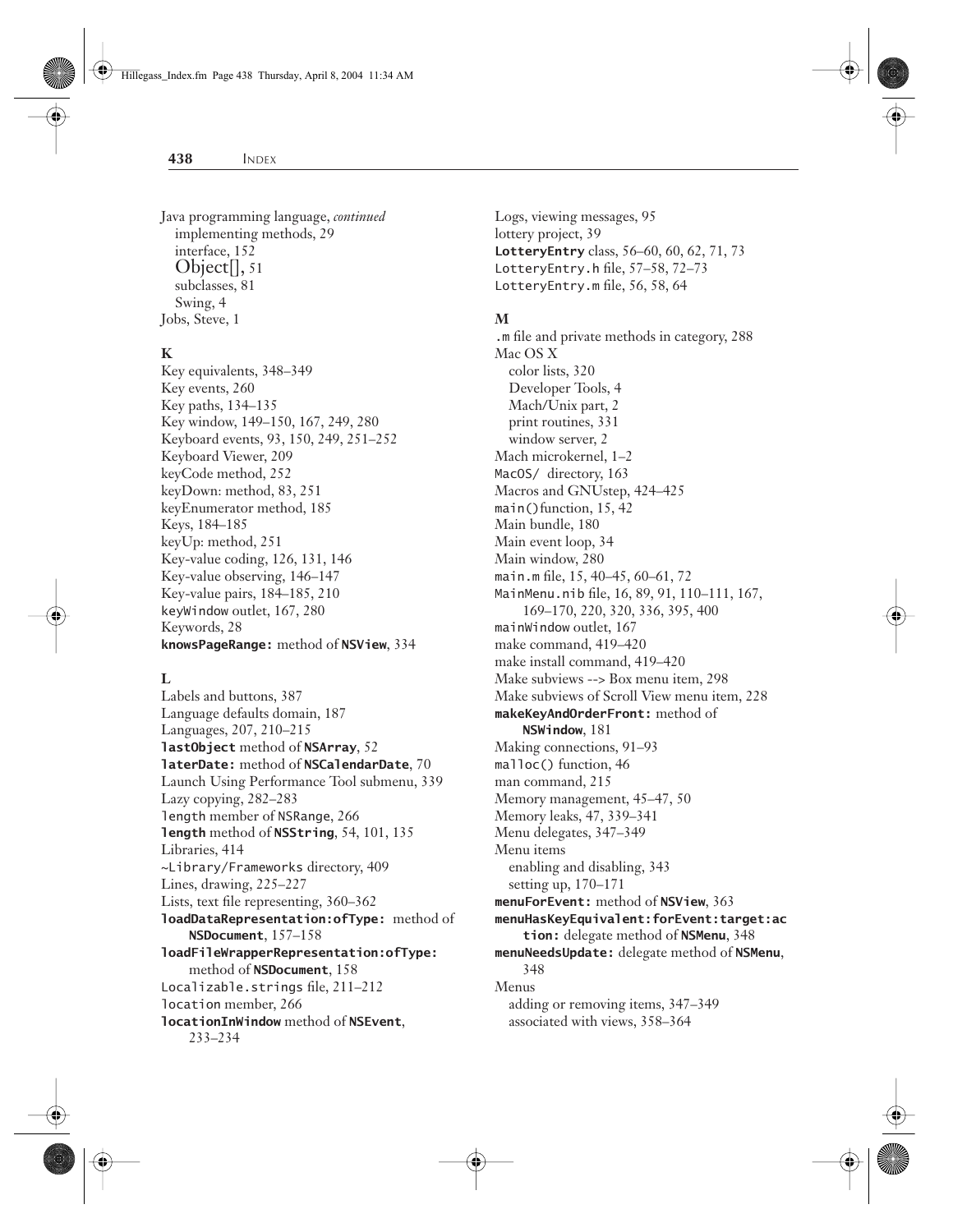Java programming language, *continued*
  implementing methods, 29
  interface, 152
  Object[], 51
  subclasses, 81
  Swing, 4
Jobs, Steve, 1

**K**

Key equivalents, 348–349
Key events, 260
Key paths, 134–135
Key window, 149–150, 167, 249, 280
Keyboard events, 93, 150, 249, 251–252
Keyboard Viewer, 209
keyCode method, 252
keyDown: method, 83, 251
keyEnumerator method, 185
Keys, 184–185
keyUp: method, 251
Key-value coding, 126, 131, 146
Key-value observing, 146–147
Key-value pairs, 184–185, 210
keyWindow outlet, 167, 280
Keywords, 28
**knowsPageRange:** method of **NSView**, 334

**L**

Labels and buttons, 387
Language defaults domain, 187
Languages, 207, 210–215
**lastObject** method of **NSArray**, 52
**laterDate:** method of **NSCalendarDate**, 70
Launch Using Performance Tool submenu, 339
Lazy copying, 282–283
length member of NSRange, 266
**length** method of **NSString**, 54, 101, 135
Libraries, 414
~Library/Frameworks directory, 409
Lines, drawing, 225–227
Lists, text file representing, 360–362
**loadDataRepresentation:ofType:** method of **NSDocument**, 157–158
**loadFileWrapperRepresentation:ofType:** method of **NSDocument**, 158
Localizable.strings file, 211–212
location member, 266
**locationInWindow** method of **NSEvent**, 233–234
Logs, viewing messages, 95
lottery project, 39
**LotteryEntry** class, 56–60, 60, 62, 71, 73
LotteryEntry.h file, 57–58, 72–73
LotteryEntry.m file, 56, 58, 64

**M**

.m file and private methods in category, 288
Mac OS X
  color lists, 320
  Developer Tools, 4
  Mach/Unix part, 2
  print routines, 331
  window server, 2
Mach microkernel, 1–2
MacOS/ directory, 163
Macros and GNUstep, 424–425
main() function, 15, 42
Main bundle, 180
Main event loop, 34
Main window, 280
main.m file, 15, 40–45, 60–61, 72
MainMenu.nib file, 16, 89, 91, 110–111, 167, 169–170, 220, 320, 336, 395, 400
mainWindow outlet, 167
make command, 419–420
make install command, 419–420
Make subviews --> Box menu item, 298
Make subviews of Scroll View menu item, 228
**makeKeyAndOrderFront:** method of **NSWindow**, 181
Making connections, 91–93
malloc() function, 46
man command, 215
Memory management, 45–47, 50
Memory leaks, 47, 339–341
Menu delegates, 347–349
Menu items
  enabling and disabling, 343
  setting up, 170–171
**menuForEvent:** method of **NSView**, 363
**menuHasKeyEquivalent:forEvent:target:action:** delegate method of **NSMenu**, 348
**menuNeedsUpdate:** delegate method of **NSMenu**, 348
Menus
  adding or removing items, 347–349
  associated with views, 358–364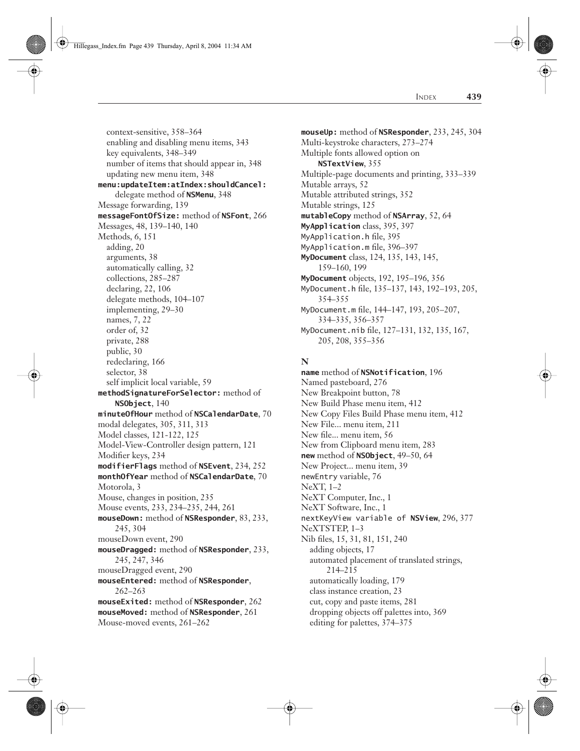context-sensitive, 358–364
enabling and disabling menu items, 343
key equivalents, 348–349
number of items that should appear in, 348
updating new menu item, 348

**menu:updateItem:atIndex:shouldCancel:** delegate method of **NSMenu**, 348
Message forwarding, 139
**messageFontOfSize:** method of **NSFont**, 266
Messages, 48, 139–140, 140
Methods, 6, 151
adding, 20
arguments, 38
automatically calling, 32
collections, 285–287
declaring, 22, 106
delegate methods, 104–107
implementing, 29–30
names, 7, 22
order of, 32
private, 288
public, 30
redeclaring, 166
selector, 38
self implicit local variable, 59

**methodSignatureForSelector:** method of **NSObject**, 140
**minuteOfHour** method of **NSCalendarDate**, 70
modal delegates, 305, 311, 313
Model classes, 121-122, 125
Model-View-Controller design pattern, 121
Modifier keys, 234
**modifierFlags** method of **NSEvent**, 234, 252
**monthOfYear** method of **NSCalendarDate**, 70
Motorola, 3
Mouse, changes in position, 235
Mouse events, 233, 234–235, 244, 261
**mouseDown:** method of **NSResponder**, 83, 233, 245, 304
mouseDown event, 290
**mouseDragged:** method of **NSResponder**, 233, 245, 247, 346
mouseDragged event, 290
**mouseEntered:** method of **NSResponder**, 262–263
**mouseExited:** method of **NSResponder**, 262
**mouseMoved:** method of **NSResponder**, 261
Mouse-moved events, 261–262
**mouseUp:** method of **NSResponder**, 233, 245, 304
Multi-keystroke characters, 273–274
Multiple fonts allowed option on **NSTextView**, 355
Multiple-page documents and printing, 333–339
Mutable arrays, 52
Mutable attributed strings, 352
Mutable strings, 125
**mutableCopy** method of **NSArray**, 52, 64
**MyApplication** class, 395, 397
`MyApplication.h` file, 395
`MyApplication.m` file, 396–397
**MyDocument** class, 124, 135, 143, 145, 159–160, 199
**MyDocument** objects, 192, 195–196, 356
`MyDocument.h` file, 135–137, 143, 192–193, 205, 354–355
`MyDocument.m` file, 144–147, 193, 205–207, 334–335, 356–357
`MyDocument.nib` file, 127–131, 132, 135, 167, 205, 208, 355–356

## N

**name** method of **NSNotification**, 196
Named pasteboard, 276
New Breakpoint button, 78
New Build Phase menu item, 412
New Copy Files Build Phase menu item, 412
New File... menu item, 211
New file... menu item, 56
New from Clipboard menu item, 283
**new** method of **NSObject**, 49–50, 64
New Project... menu item, 39
`newEntry` variable, 76
NeXT, 1–2
NeXT Computer, Inc., 1
NeXT Software, Inc., 1
`nextKeyView variable of` **NSView**, 296, 377
NeXTSTEP, 1–3
Nib files, 15, 31, 81, 151, 240
adding objects, 17
automated placement of translated strings, 214–215
automatically loading, 179
class instance creation, 23
cut, copy and paste items, 281
dropping objects off palettes into, 369
editing for palettes, 374–375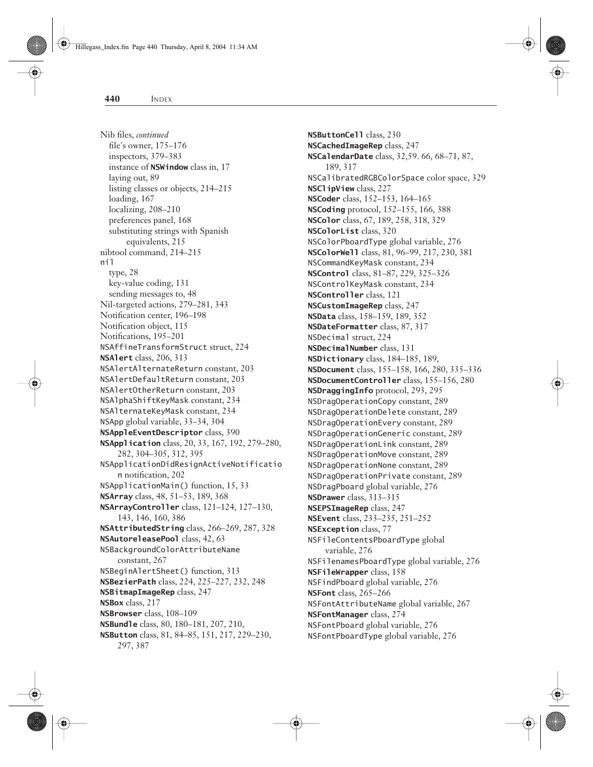Nib files, *continued*
- file's owner, 175–176
- inspectors, 379–383
- instance of **NSWindow** class in, 17
- laying out, 89
- listing classes or objects, 214–215
- loading, 167
- localizing, 208–210
- preferences panel, 168
- substituting strings with Spanish equivalents, 215

nibtool command, 214–215

nil
- type, 28
- key-value coding, 131
- sending messages to, 48

Nil-targeted actions, 279–281, 343
Notification center, 196–198
Notification object, 115
Notifications, 195–201
NSAffineTransformStruct struct, 224
**NSAlert** class, 206, 313
NSAlertAlternateReturn constant, 203
NSAlertDefaultReturn constant, 203
NSAlertOtherReturn constant, 203
NSAlphaShiftKeyMask constant, 234
NSAlternateKeyMask constant, 234
NSApp global variable, 33–34, 304
**NSAppleEventDescriptor** class, 390
**NSApplication** class, 20, 33, 167, 192, 279–280, 282, 304–305, 312, 395
NSApplicationDidResignActiveNotification notification, 202
NSApplicationMain() function, 15, 33
**NSArray** class, 48, 51–53, 189, 368
**NSArrayController** class, 121–124, 127–130, 143, 146, 160, 386
**NSAttributedString** class, 266–269, 287, 328
**NSAutoreleasePool** class, 42, 63
NSBackgroundColorAttributeName constant, 267
NSBeginAlertSheet() function, 313
**NSBezierPath** class, 224, 225–227, 232, 248
**NSBitmapImageRep** class, 247
**NSBox** class, 217
**NSBrowser** class, 108–109
**NSBundle** class, 80, 180–181, 207, 210,
**NSButton** class, 81, 84–85, 151, 217, 229–230, 297, 387
**NSButtonCell** class, 230
**NSCachedImageRep** class, 247
**NSCalendarDate** class, 32,59. 66, 68–71, 87, 189, 317
NSCalibratedRGBColorSpace color space, 329
**NSClipView** class, 227
**NSCoder** class, 152–153, 164–165
**NSCoding** protocol, 152–155, 166, 388
**NSColor** class, 67, 189, 258, 318, 329
**NSColorList** class, 320
NSColorPboardType global variable, 276
**NSColorWell** class, 81, 96–99, 217, 230, 381
NSCommandKeyMask constant, 234
**NSControl** class, 81–87, 229, 325–326
NSControlKeyMask constant, 234
**NSController** class, 121
**NSCustomImageRep** class, 247
**NSData** class, 158–159, 189, 352
**NSDateFormatter** class, 87, 317
NSDecimal struct, 224
**NSDecimalNumber** class, 131
**NSDictionary** class, 184–185, 189,
**NSDocument** class, 155–158, 166, 280, 335–336
**NSDocumentController** class, 155–156, 280
**NSDraggingInfo** protocol, 293, 295
NSDragOperationCopy constant, 289
NSDragOperationDelete constant, 289
NSDragOperationEvery constant, 289
NSDragOperationGeneric constant, 289
NSDragOperationLink constant, 289
NSDragOperationMove constant, 289
NSDragOperationNone constant, 289
NSDragOperationPrivate constant, 289
NSDragPboard global variable, 276
**NSDrawer** class, 313–315
**NSEPSImageRep** class, 247
**NSEvent** class, 233–235, 251–252
**NSException** class, 77
NSFileContentsPboardType global variable, 276
NSFilenamesPboardType global variable, 276
**NSFileWrapper** class, 158
NSFindPboard global variable, 276
**NSFont** class, 265–266
NSFontAttributeName global variable, 267
**NSFontManager** class, 274
NSFontPboard global variable, 276
NSFontPboardType global variable, 276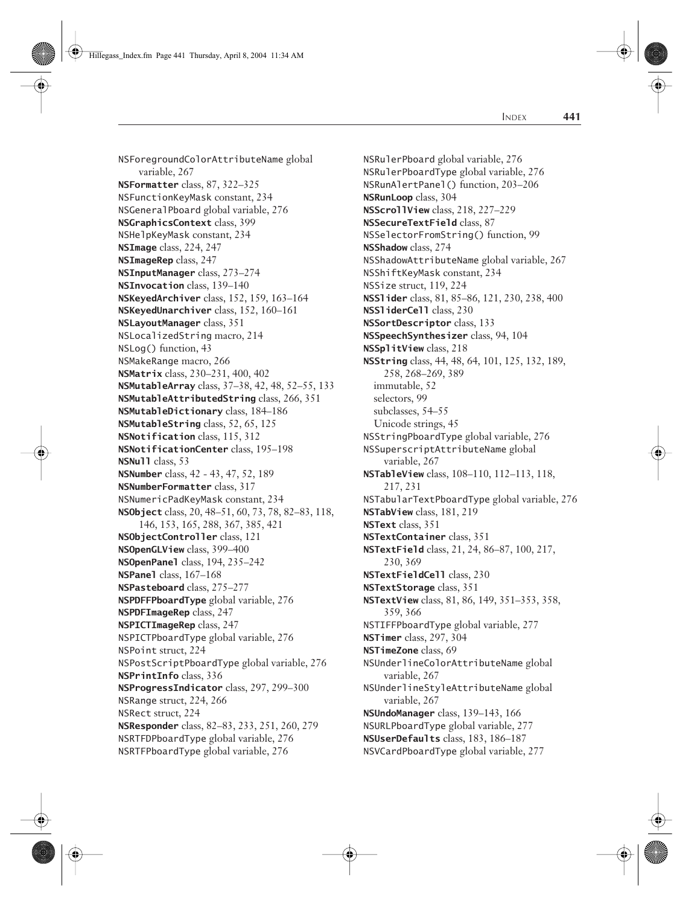NSForegroundColorAttributeName global variable, 267
**NSFormatter** class, 87, 322–325
NSFunctionKeyMask constant, 234
NSGeneralPboard global variable, 276
**NSGraphicsContext** class, 399
NSHelpKeyMask constant, 234
**NSImage** class, 224, 247
**NSImageRep** class, 247
**NSInputManager** class, 273–274
**NSInvocation** class, 139–140
**NSKeyedArchiver** class, 152, 159, 163–164
**NSKeyedUnarchiver** class, 152, 160–161
**NSLayoutManager** class, 351
NSLocalizedString macro, 214
NSLog() function, 43
NSMakeRange macro, 266
**NSMatrix** class, 230–231, 400, 402
**NSMutableArray** class, 37–38, 42, 48, 52–55, 133
**NSMutableAttributedString** class, 266, 351
**NSMutableDictionary** class, 184–186
**NSMutableString** class, 52, 65, 125
**NSNotification** class, 115, 312
**NSNotificationCenter** class, 195–198
**NSNull** class, 53
**NSNumber** class, 42 - 43, 47, 52, 189
**NSNumberFormatter** class, 317
NSNumericPadKeyMask constant, 234
**NSObject** class, 20, 48–51, 60, 73, 78, 82–83, 118, 146, 153, 165, 288, 367, 385, 421
**NSObjectController** class, 121
**NSOpenGLView** class, 399–400
**NSOpenPanel** class, 194, 235–242
**NSPanel** class, 167–168
**NSPasteboard** class, 275–277
**NSPDFPboardType** global variable, 276
**NSPDFImageRep** class, 247
**NSPICTImageRep** class, 247
NSPICTPboardType global variable, 276
NSPoint struct, 224
NSPostScriptPboardType global variable, 276
**NSPrintInfo** class, 336
**NSProgressIndicator** class, 297, 299–300
NSRange struct, 224, 266
NSRect struct, 224
**NSResponder** class, 82–83, 233, 251, 260, 279
NSRTFDPboardType global variable, 276
NSRTFPboardType global variable, 276
NSRulerPboard global variable, 276
NSRulerPboardType global variable, 276
NSRunAlertPanel() function, 203–206
**NSRunLoop** class, 304
**NSScrollView** class, 218, 227–229
**NSSecureTextField** class, 87
NSSelectorFromString() function, 99
**NSShadow** class, 274
NSShadowAttributeName global variable, 267
NSShiftKeyMask constant, 234
NSSize struct, 119, 224
**NSSlider** class, 81, 85–86, 121, 230, 238, 400
**NSSliderCell** class, 230
**NSSortDescriptor** class, 133
**NSSpeechSynthesizer** class, 94, 104
**NSSplitView** class, 218
**NSString** class, 44, 48, 64, 101, 125, 132, 189, 258, 268–269, 389
  immutable, 52
  selectors, 99
  subclasses, 54–55
  Unicode strings, 45
NSStringPboardType global variable, 276
NSSuperscriptAttributeName global variable, 267
**NSTableView** class, 108–110, 112–113, 118, 217, 231
NSTabularTextPboardType global variable, 276
**NSTabView** class, 181, 219
**NSText** class, 351
**NSTextContainer** class, 351
**NSTextField** class, 21, 24, 86–87, 100, 217, 230, 369
**NSTextFieldCell** class, 230
**NSTextStorage** class, 351
**NSTextView** class, 81, 86, 149, 351–353, 358, 359, 366
NSTIFFPboardType global variable, 277
**NSTimer** class, 297, 304
**NSTimeZone** class, 69
NSUnderlineColorAttributeName global variable, 267
NSUnderlineStyleAttributeName global variable, 267
**NSUndoManager** class, 139–143, 166
NSURLPboardType global variable, 277
**NSUserDefaults** class, 183, 186–187
NSVCardPboardType global variable, 277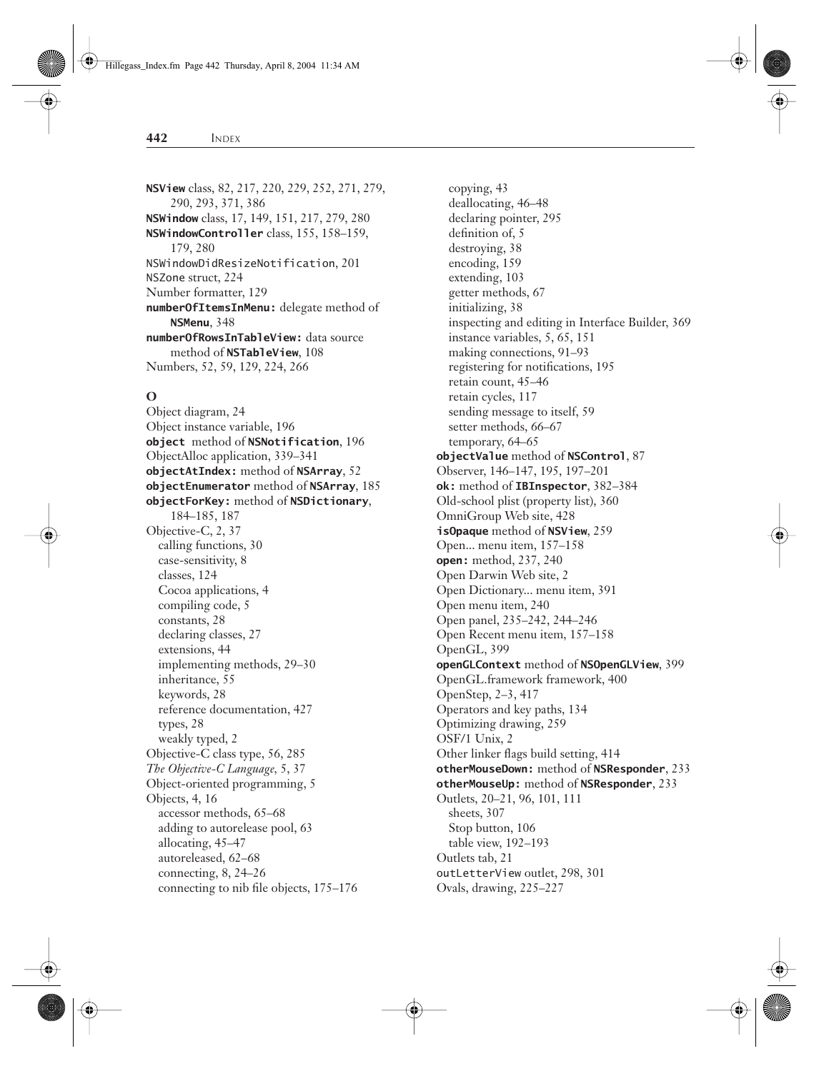**NSView** class, 82, 217, 220, 229, 252, 271, 279, 290, 293, 371, 386
**NSWindow** class, 17, 149, 151, 217, 279, 280
**NSWindowController** class, 155, 158–159, 179, 280
NSWindowDidResizeNotification, 201
NSZone struct, 224
Number formatter, 129
**numberOfItemsInMenu:** delegate method of **NSMenu**, 348
**numberOfRowsInTableView:** data source method of **NSTableView**, 108
Numbers, 52, 59, 129, 224, 266

**O**

Object diagram, 24
Object instance variable, 196
**object** method of **NSNotification**, 196
ObjectAlloc application, 339–341
**objectAtIndex:** method of **NSArray**, 52
**objectEnumerator** method of **NSArray**, 185
**objectForKey:** method of **NSDictionary**, 184–185, 187
Objective-C, 2, 37
- calling functions, 30
- case-sensitivity, 8
- classes, 124
- Cocoa applications, 4
- compiling code, 5
- constants, 28
- declaring classes, 27
- extensions, 44
- implementing methods, 29–30
- inheritance, 55
- keywords, 28
- reference documentation, 427
- types, 28
- weakly typed, 2

Objective-C class type, 56, 285
*The Objective-C Language*, 5, 37
Object-oriented programming, 5
Objects, 4, 16
- accessor methods, 65–68
- adding to autorelease pool, 63
- allocating, 45–47
- autoreleased, 62–68
- connecting, 8, 24–26
- connecting to nib file objects, 175–176
- copying, 43
- deallocating, 46–48
- declaring pointer, 295
- definition of, 5
- destroying, 38
- encoding, 159
- extending, 103
- getter methods, 67
- initializing, 38
- inspecting and editing in Interface Builder, 369
- instance variables, 5, 65, 151
- making connections, 91–93
- registering for notifications, 195
- retain count, 45–46
- retain cycles, 117
- sending message to itself, 59
- setter methods, 66–67
- temporary, 64–65

**objectValue** method of **NSControl**, 87
Observer, 146–147, 195, 197–201
**ok:** method of **IBInspector**, 382–384
Old-school plist (property list), 360
OmniGroup Web site, 428
**isOpaque** method of **NSView**, 259
Open... menu item, 157–158
**open:** method, 237, 240
Open Darwin Web site, 2
Open Dictionary... menu item, 391
Open menu item, 240
Open panel, 235–242, 244–246
Open Recent menu item, 157–158
OpenGL, 399
**openGLContext** method of **NSOpenGLView**, 399
OpenGL.framework framework, 400
OpenStep, 2–3, 417
Operators and key paths, 134
Optimizing drawing, 259
OSF/1 Unix, 2
Other linker flags build setting, 414
**otherMouseDown:** method of **NSResponder**, 233
**otherMouseUp:** method of **NSResponder**, 233
Outlets, 20–21, 96, 101, 111
- sheets, 307
- Stop button, 106
- table view, 192–193

Outlets tab, 21
outLetterView outlet, 298, 301
Ovals, drawing, 225–227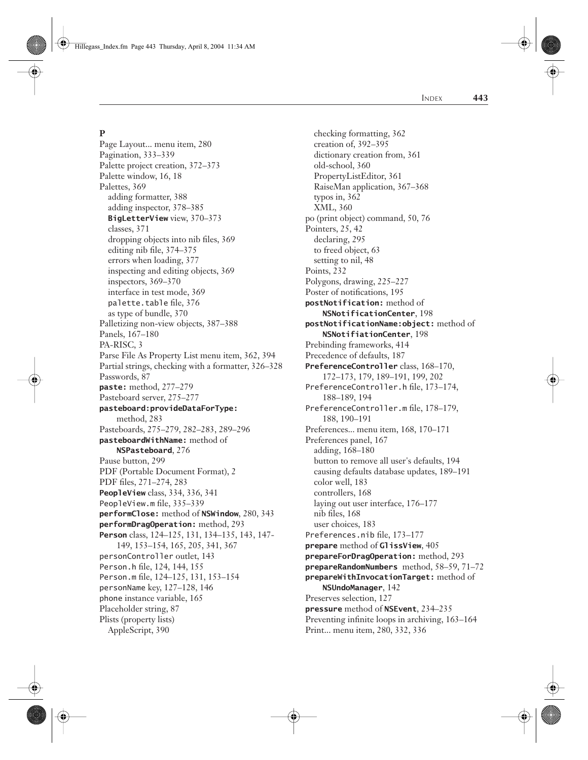## P

Page Layout... menu item, 280
Pagination, 333–339
Palette project creation, 372–373
Palette window, 16, 18
Palettes, 369
  adding formatter, 388
  adding inspector, 378–385
  **BigLetterView** view, 370–373
  classes, 371
  dropping objects into nib files, 369
  editing nib file, 374–375
  errors when loading, 377
  inspecting and editing objects, 369
  inspectors, 369–370
  interface in test mode, 369
  `palette.table` file, 376
  as type of bundle, 370
Palletizing non-view objects, 387–388
Panels, 167–180
PA-RISC, 3
Parse File As Property List menu item, 362, 394
Partial strings, checking with a formatter, 326–328
Passwords, 87
**paste:** method, 277–279
Pasteboard server, 275–277
**pasteboard:provideDataForType:** method, 283
Pasteboards, 275–279, 282–283, 289–296
**pasteboardWithName:** method of **NSPasteboard**, 276
Pause button, 299
PDF (Portable Document Format), 2
PDF files, 271–274, 283
**PeopleView** class, 334, 336, 341
`PeopleView.m` file, 335–339
**performClose:** method of **NSWindow**, 280, 343
**performDragOperation:** method, 293
**Person** class, 124–125, 131, 134–135, 143, 147-149, 153–154, 165, 205, 341, 367
`personController` outlet, 143
`Person.h` file, 124, 144, 155
`Person.m` file, 124–125, 131, 153–154
`personName` key, 127–128, 146
`phone` instance variable, 165
Placeholder string, 87
Plists (property lists)
  AppleScript, 390
  checking formatting, 362
  creation of, 392–395
  dictionary creation from, 361
  old-school, 360
  PropertyListEditor, 361
  RaiseMan application, 367–368
  typos in, 362
  XML, 360
po (print object) command, 50, 76
Pointers, 25, 42
  declaring, 295
  to freed object, 63
  setting to nil, 48
Points, 232
Polygons, drawing, 225–227
Poster of notifications, 195
**postNotification:** method of **NSNotificationCenter**, 198
**postNotificationName:object:** method of **NSNotifiationCenter**, 198
Prebinding frameworks, 414
Precedence of defaults, 187
**PreferenceController** class, 168–170, 172–173, 179, 189–191, 199, 202
`PreferenceController.h` file, 173–174, 188–189, 194
`PreferenceController.m` file, 178–179, 188, 190–191
Preferences... menu item, 168, 170–171
Preferences panel, 167
  adding, 168–180
  button to remove all user's defaults, 194
  causing defaults database updates, 189–191
  color well, 183
  controllers, 168
  laying out user interface, 176–177
  nib files, 168
  user choices, 183
`Preferences.nib` file, 173–177
**prepare** method of **GlissView**, 405
**prepareForDragOperation:** method, 293
**prepareRandomNumbers** method, 58–59, 71–72
**prepareWithInvocationTarget:** method of **NSUndoManager**, 142
Preserves selection, 127
**pressure** method of **NSEvent**, 234–235
Preventing infinite loops in archiving, 163–164
Print... menu item, 280, 332, 336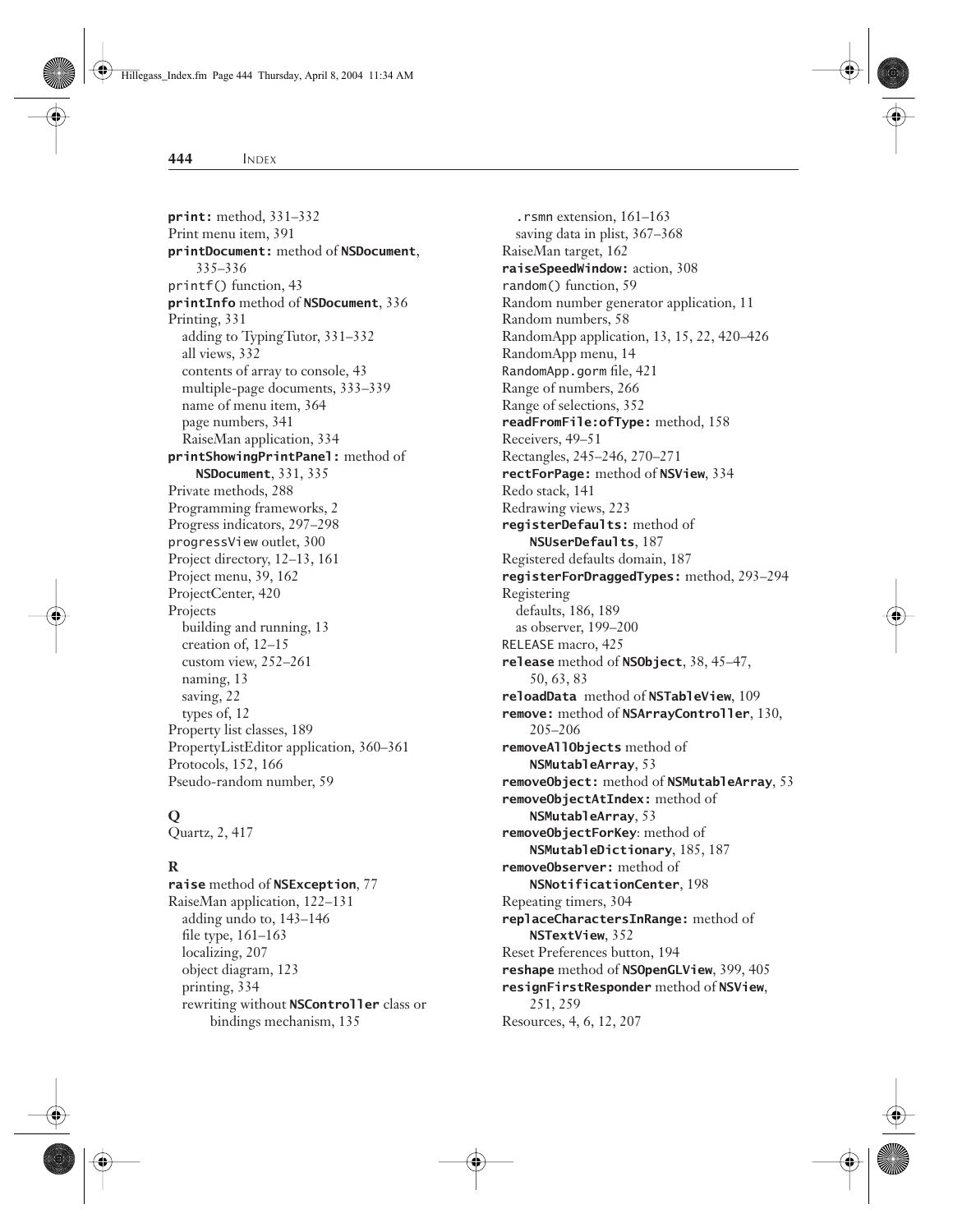**print:** method, 331–332
Print menu item, 391
**printDocument:** method of **NSDocument**, 335–336
printf() function, 43
**printInfo** method of **NSDocument**, 336
Printing, 331
- adding to TypingTutor, 331–332
- all views, 332
- contents of array to console, 43
- multiple-page documents, 333–339
- name of menu item, 364
- page numbers, 341
- RaiseMan application, 334

**printShowingPrintPanel:** method of **NSDocument**, 331, 335
Private methods, 288
Programming frameworks, 2
Progress indicators, 297–298
progressView outlet, 300
Project directory, 12–13, 161
Project menu, 39, 162
ProjectCenter, 420
Projects
- building and running, 13
- creation of, 12–15
- custom view, 252–261
- naming, 13
- saving, 22
- types of, 12

Property list classes, 189
PropertyListEditor application, 360–361
Protocols, 152, 166
Pseudo-random number, 59

## Q

Quartz, 2, 417

## R

**raise** method of **NSException**, 77
RaiseMan application, 122–131
- adding undo to, 143–146
- file type, 161–163
- localizing, 207
- object diagram, 123
- printing, 334
- rewriting without **NSController** class or bindings mechanism, 135
- .rsmn extension, 161–163
- saving data in plist, 367–368

RaiseMan target, 162
**raiseSpeedWindow:** action, 308
random() function, 59
Random number generator application, 11
Random numbers, 58
RandomApp application, 13, 15, 22, 420–426
RandomApp menu, 14
RandomApp.gorm file, 421
Range of numbers, 266
Range of selections, 352
**readFromFile:ofType:** method, 158
Receivers, 49–51
Rectangles, 245–246, 270–271
**rectForPage:** method of **NSView**, 334
Redo stack, 141
Redrawing views, 223
**registerDefaults:** method of **NSUserDefaults**, 187
Registered defaults domain, 187
**registerForDraggedTypes:** method, 293–294
Registering
- defaults, 186, 189
- as observer, 199–200

RELEASE macro, 425
**release** method of **NSObject**, 38, 45–47, 50, 63, 83
**reloadData** method of **NSTableView**, 109
**remove:** method of **NSArrayController**, 130, 205–206
**removeAllObjects** method of **NSMutableArray**, 53
**removeObject:** method of **NSMutableArray**, 53
**removeObjectAtIndex:** method of **NSMutableArray**, 53
**removeObjectForKey**: method of **NSMutableDictionary**, 185, 187
**removeObserver:** method of **NSNotificationCenter**, 198
Repeating timers, 304
**replaceCharactersInRange:** method of **NSTextView**, 352
Reset Preferences button, 194
**reshape** method of **NSOpenGLView**, 399, 405
**resignFirstResponder** method of **NSView**, 251, 259
Resources, 4, 6, 12, 207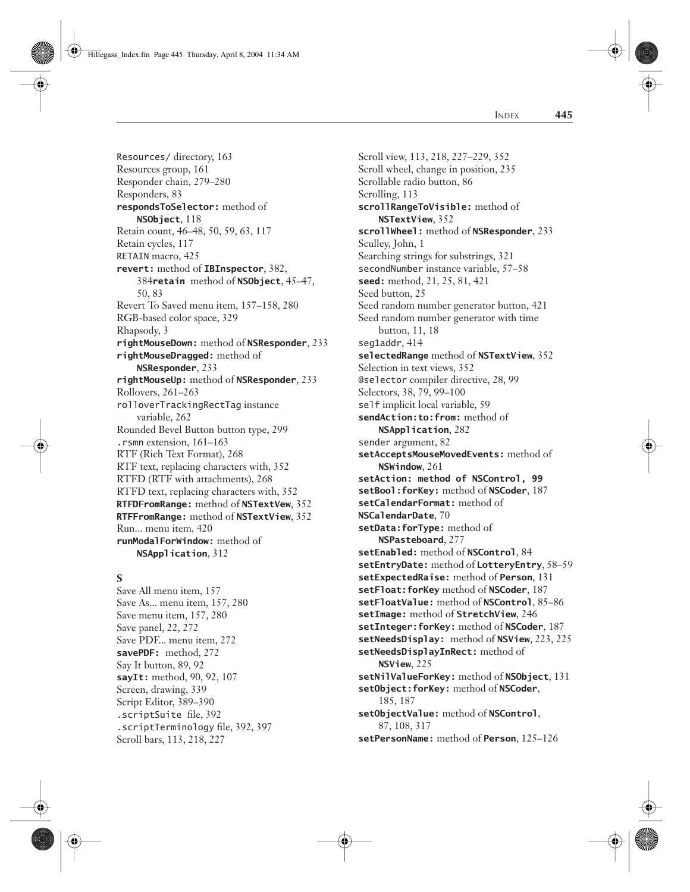Resources/ directory, 163
Resources group, 161
Responder chain, 279–280
Responders, 83
**respondsToSelector:** method of **NSObject**, 118
Retain count, 46–48, 50, 59, 63, 117
Retain cycles, 117
RETAIN macro, 425
**revert:** method of **IBInspector**, 382, 384**retain** method of **NSObject**, 45–47, 50, 83
Revert To Saved menu item, 157–158, 280
RGB-based color space, 329
Rhapsody, 3
**rightMouseDown:** method of **NSResponder**, 233
**rightMouseDragged:** method of **NSResponder**, 233
**rightMouseUp:** method of **NSResponder**, 233
Rollovers, 261–263
rolloverTrackingRectTag instance variable, 262
Rounded Bevel Button button type, 299
.rsmn extension, 161–163
RTF (Rich Text Format), 268
RTF text, replacing characters with, 352
RTFD (RTF with attachments), 268
RTFD text, replacing characters with, 352
**RTFDFromRange:** method of **NSTextVew**, 352
**RTFFromRange:** method of **NSTextView**, 352
Run... menu item, 420
**runModalForWindow:** method of **NSApplication**, 312

**S**

Save All menu item, 157
Save As... menu item, 157, 280
Save menu item, 157, 280
Save panel, 22, 272
Save PDF... menu item, 272
**savePDF:** method, 272
Say It button, 89, 92
**sayIt:** method, 90, 92, 107
Screen, drawing, 339
Script Editor, 389–390
.scriptSuite file, 392
.scriptTerminology file, 392, 397
Scroll bars, 113, 218, 227
Scroll view, 113, 218, 227–229, 352
Scroll wheel, change in position, 235
Scrollable radio button, 86
Scrolling, 113
**scrollRangeToVisible:** method of **NSTextView**, 352
**scrollWheel:** method of **NSResponder**, 233
Sculley, John, 1
Searching strings for substrings, 321
secondNumber instance variable, 57–58
**seed:** method, 21, 25, 81, 421
Seed button, 25
Seed random number generator button, 421
Seed random number generator with time button, 11, 18
seg1addr, 414
**selectedRange** method of **NSTextView**, 352
Selection in text views, 352
@selector compiler directive, 28, 99
Selectors, 38, 79, 99–100
self implicit local variable, 59
**sendAction:to:from:** method of **NSApplication**, 282
sender argument, 82
**setAcceptsMouseMovedEvents:** method of **NSWindow**, 261
**setAction: method of NSControl, 99**
**setBool:forKey:** method of **NSCoder**, 187
**setCalendarFormat:** method of **NSCalendarDate**, 70
**setData:forType:** method of **NSPasteboard**, 277
**setEnabled:** method of **NSControl**, 84
**setEntryDate:** method of **LotteryEntry**, 58–59
**setExpectedRaise:** method of **Person**, 131
**setFloat:forKey** method of **NSCoder**, 187
**setFloatValue:** method of **NSControl**, 85–86
**setImage:** method of **StretchView**, 246
**setInteger:forKey:** method of **NSCoder**, 187
**setNeedsDisplay:** method of **NSView**, 223, 225
**setNeedsDisplayInRect:** method of **NSView**, 225
**setNilValueForKey:** method of **NSObject**, 131
**setObject:forKey:** method of **NSCoder**, 185, 187
**setObjectValue:** method of **NSControl**, 87, 108, 317
**setPersonName:** method of **Person**, 125–126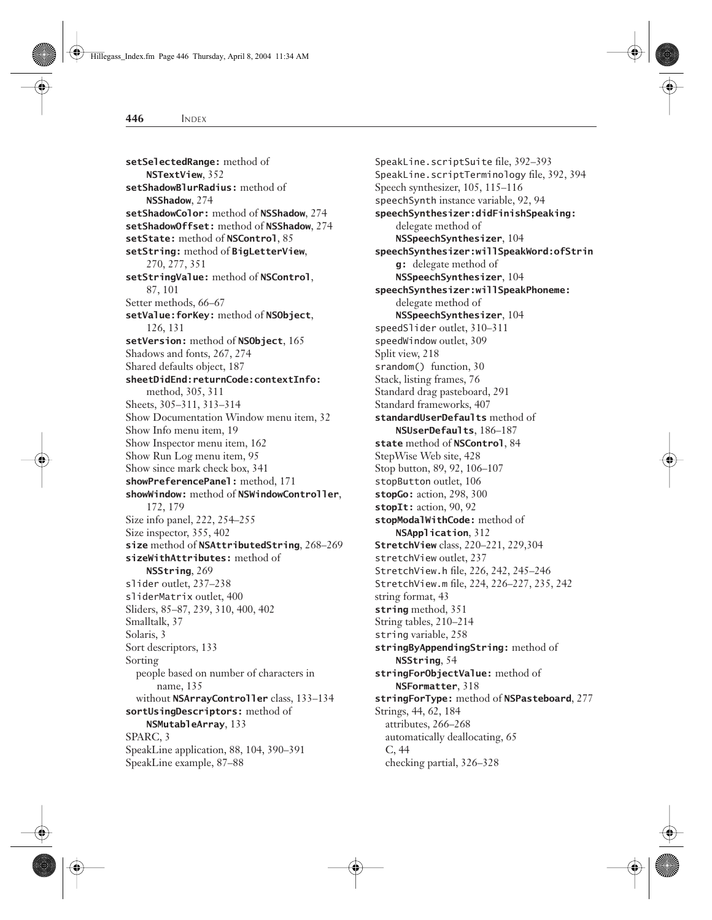**setSelectedRange:** method of **NSTextView**, 352
**setShadowBlurRadius:** method of **NSShadow**, 274
**setShadowColor:** method of **NSShadow**, 274
**setShadowOffset:** method of **NSShadow**, 274
**setState:** method of **NSControl**, 85
**setString:** method of **BigLetterView**, 270, 277, 351
**setStringValue:** method of **NSControl**, 87, 101
Setter methods, 66–67
**setValue:forKey:** method of **NSObject**, 126, 131
**setVersion:** method of **NSObject**, 165
Shadows and fonts, 267, 274
Shared defaults object, 187
**sheetDidEnd:returnCode:contextInfo:** method, 305, 311
Sheets, 305–311, 313–314
Show Documentation Window menu item, 32
Show Info menu item, 19
Show Inspector menu item, 162
Show Run Log menu item, 95
Show since mark check box, 341
**showPreferencePanel:** method, 171
**showWindow:** method of **NSWindowController**, 172, 179
Size info panel, 222, 254–255
Size inspector, 355, 402
**size** method of **NSAttributedString**, 268–269
**sizeWithAttributes:** method of **NSString**, 269
`slider` outlet, 237–238
`sliderMatrix` outlet, 400
Sliders, 85–87, 239, 310, 400, 402
Smalltalk, 37
Solaris, 3
Sort descriptors, 133
Sorting
- people based on number of characters in name, 135
- without **NSArrayController** class, 133–134

**sortUsingDescriptors:** method of **NSMutableArray**, 133
SPARC, 3
SpeakLine application, 88, 104, 390–391
SpeakLine example, 87–88
`SpeakLine.scriptSuite` file, 392–393
`SpeakLine.scriptTerminology` file, 392, 394
Speech synthesizer, 105, 115–116
`speechSynth` instance variable, 92, 94
**speechSynthesizer:didFinishSpeaking:** delegate method of **NSSpeechSynthesizer**, 104
**speechSynthesizer:willSpeakWord:ofString:** delegate method of **NSSpeechSynthesizer**, 104
**speechSynthesizer:willSpeakPhoneme:** delegate method of **NSSpeechSynthesizer**, 104
`speedSlider` outlet, 310–311
`speedWindow` outlet, 309
Split view, 218
`srandom()` function, 30
Stack, listing frames, 76
Standard drag pasteboard, 291
Standard frameworks, 407
**standardUserDefaults** method of **NSUserDefaults**, 186–187
**state** method of **NSControl**, 84
StepWise Web site, 428
Stop button, 89, 92, 106–107
`stopButton` outlet, 106
**stopGo:** action, 298, 300
**stopIt:** action, 90, 92
**stopModalWithCode:** method of **NSApplication**, 312
**StretchView** class, 220–221, 229,304
`stretchView` outlet, 237
`StretchView.h` file, 226, 242, 245–246
`StretchView.m` file, 224, 226–227, 235, 242
string format, 43
**string** method, 351
String tables, 210–214
`string` variable, 258
**stringByAppendingString:** method of **NSString**, 54
**stringForObjectValue:** method of **NSFormatter**, 318
**stringForType:** method of **NSPasteboard**, 277
Strings, 44, 62, 184
- attributes, 266–268
- automatically deallocating, 65
- C, 44
- checking partial, 326–328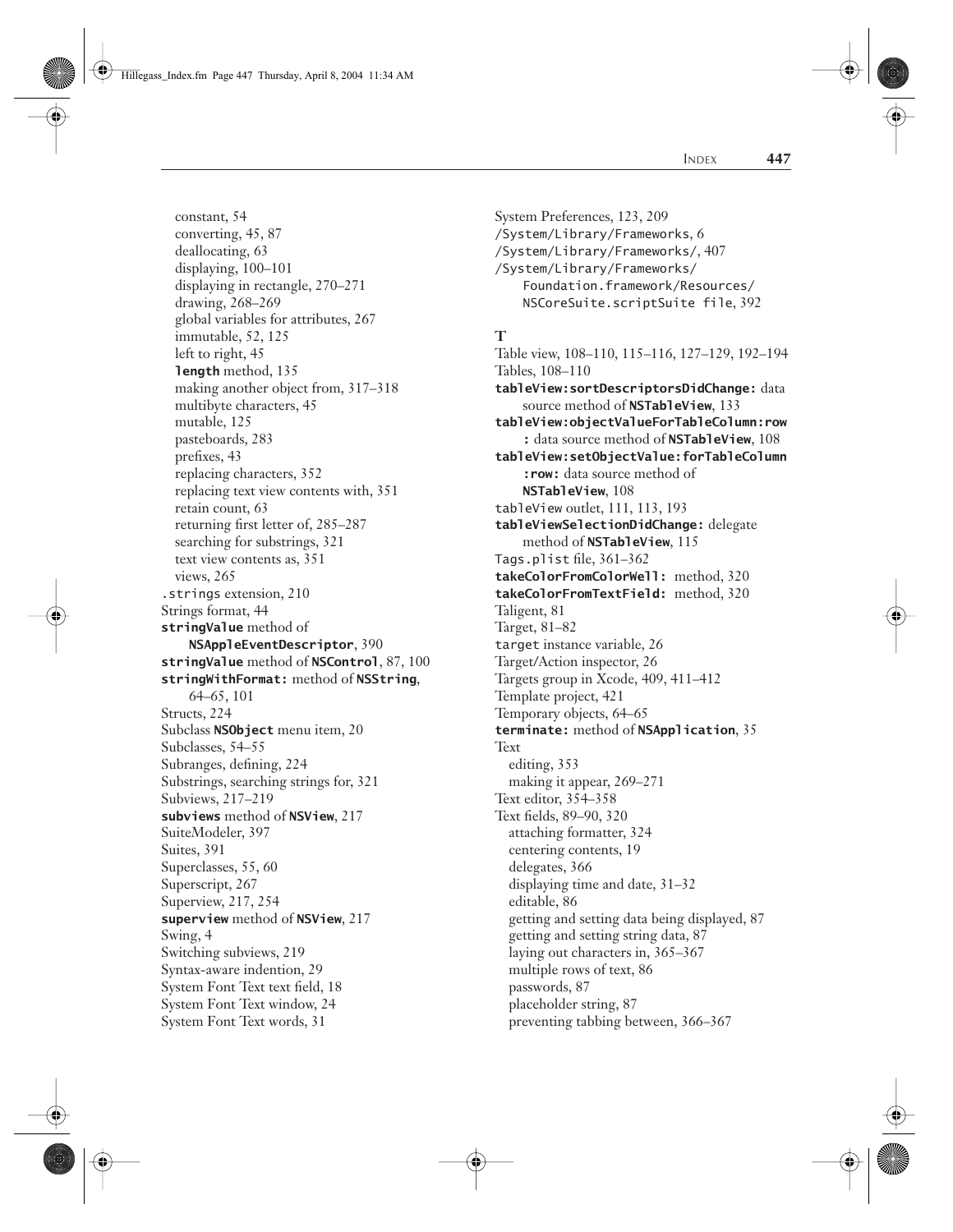constant, 54
converting, 45, 87
deallocating, 63
displaying, 100–101
displaying in rectangle, 270–271
drawing, 268–269
global variables for attributes, 267
immutable, 52, 125
left to right, 45
**length** method, 135
making another object from, 317–318
multibyte characters, 45
mutable, 125
pasteboards, 283
prefixes, 43
replacing characters, 352
replacing text view contents with, 351
retain count, 63
returning first letter of, 285–287
searching for substrings, 321
text view contents as, 351
views, 265

`.strings` extension, 210
Strings format, 44
**stringValue** method of **NSAppleEventDescriptor**, 390
**stringValue** method of **NSControl**, 87, 100
**stringWithFormat:** method of **NSString**, 64–65, 101
Structs, 224
Subclass **NSObject** menu item, 20
Subclasses, 54–55
Subranges, defining, 224
Substrings, searching strings for, 321
Subviews, 217–219
**subviews** method of **NSView**, 217
SuiteModeler, 397
Suites, 391
Superclasses, 55, 60
Superscript, 267
Superview, 217, 254
**superview** method of **NSView**, 217
Swing, 4
Switching subviews, 219
Syntax-aware indention, 29
System Font Text text field, 18
System Font Text window, 24
System Font Text words, 31
System Preferences, 123, 209
`/System/Library/Frameworks`, 6
`/System/Library/Frameworks/`, 407
`/System/Library/Frameworks/Foundation.framework/Resources/NSCoreSuite.scriptSuite file`, 392

**T**

Table view, 108–110, 115–116, 127–129, 192–194
Tables, 108–110
**tableView:sortDescriptorsDidChange:** data source method of **NSTableView**, 133
**tableView:objectValueForTableColumn:row:** data source method of **NSTableView**, 108
**tableView:setObjectValue:forTableColumn:row:** data source method of **NSTableView**, 108
`tableView` outlet, 111, 113, 193
**tableViewSelectionDidChange:** delegate method of **NSTableView**, 115
`Tags.plist` file, 361–362
**takeColorFromColorWell:** method, 320
**takeColorFromTextField:** method, 320
Taligent, 81
Target, 81–82
`target` instance variable, 26
Target/Action inspector, 26
Targets group in Xcode, 409, 411–412
Template project, 421
Temporary objects, 64–65
**terminate:** method of **NSApplication**, 35
Text
editing, 353
making it appear, 269–271
Text editor, 354–358
Text fields, 89–90, 320
attaching formatter, 324
centering contents, 19
delegates, 366
displaying time and date, 31–32
editable, 86
getting and setting data being displayed, 87
getting and setting string data, 87
laying out characters in, 365–367
multiple rows of text, 86
passwords, 87
placeholder string, 87
preventing tabbing between, 366–367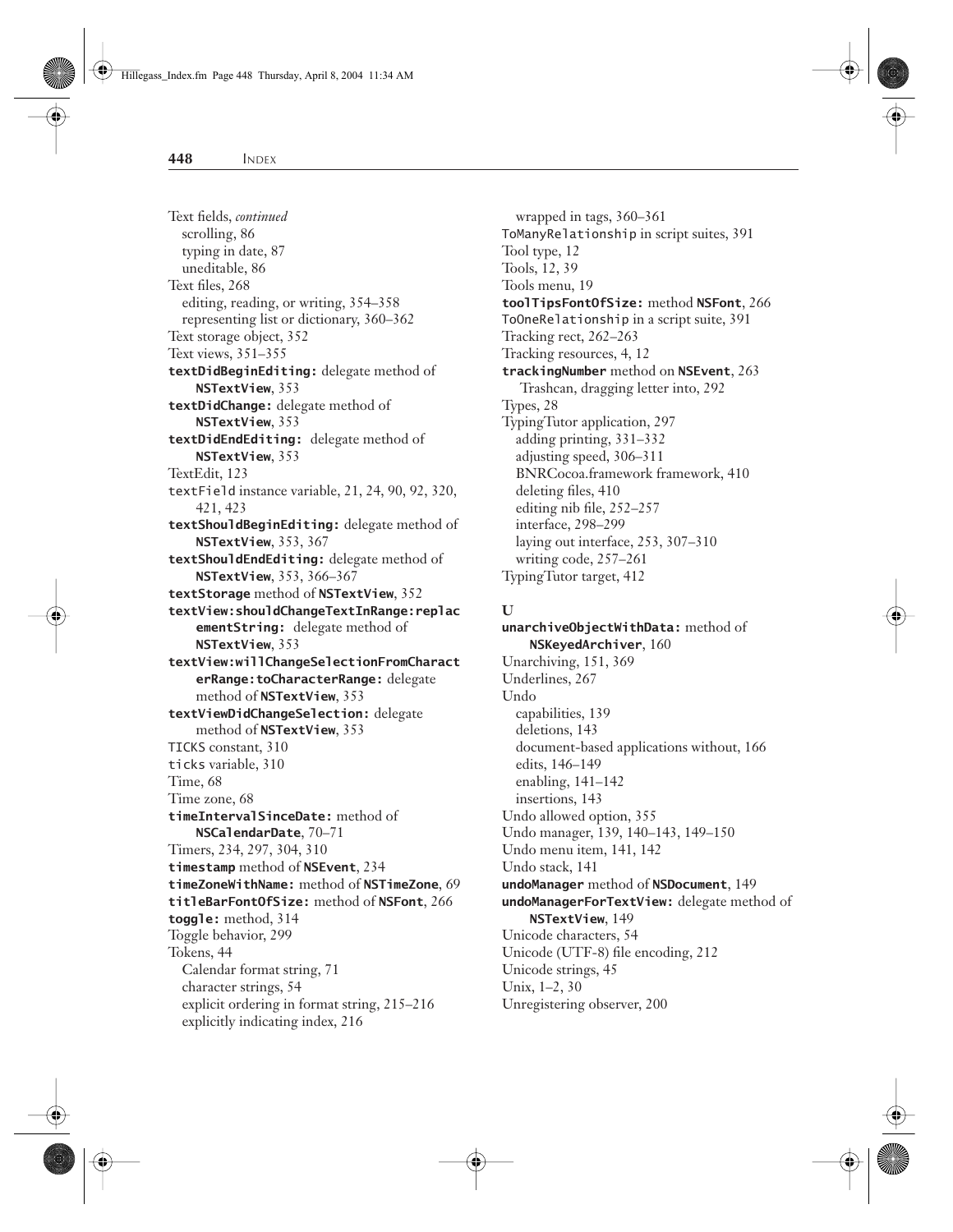Text fields, *continued*
  scrolling, 86
  typing in date, 87
  uneditable, 86
Text files, 268
  editing, reading, or writing, 354–358
  representing list or dictionary, 360–362
Text storage object, 352
Text views, 351–355
**textDidBeginEditing:** delegate method of **NSTextView**, 353
**textDidChange:** delegate method of **NSTextView**, 353
**textDidEndEditing:** delegate method of **NSTextView**, 353
TextEdit, 123
textField instance variable, 21, 24, 90, 92, 320, 421, 423
**textShouldBeginEditing:** delegate method of **NSTextView**, 353, 367
**textShouldEndEditing:** delegate method of **NSTextView**, 353, 366–367
**textStorage** method of **NSTextView**, 352
**textView:shouldChangeTextInRange:replacementString:** delegate method of **NSTextView**, 353
**textView:willChangeSelectionFromCharacterRange:toCharacterRange:** delegate method of **NSTextView**, 353
**textViewDidChangeSelection:** delegate method of **NSTextView**, 353
TICKS constant, 310
ticks variable, 310
Time, 68
Time zone, 68
**timeIntervalSinceDate:** method of **NSCalendarDate**, 70–71
Timers, 234, 297, 304, 310
**timestamp** method of **NSEvent**, 234
**timeZoneWithName:** method of **NSTimeZone**, 69
**titleBarFontOfSize:** method of **NSFont**, 266
**toggle:** method, 314
Toggle behavior, 299
Tokens, 44
  Calendar format string, 71
  character strings, 54
  explicit ordering in format string, 215–216
  explicitly indicating index, 216
  wrapped in tags, 360–361
ToManyRelationship in script suites, 391
Tool type, 12
Tools, 12, 39
Tools menu, 19
**toolTipsFontOfSize:** method **NSFont**, 266
ToOneRelationship in a script suite, 391
Tracking rect, 262–263
Tracking resources, 4, 12
**trackingNumber** method on **NSEvent**, 263
  Trashcan, dragging letter into, 292
Types, 28
TypingTutor application, 297
  adding printing, 331–332
  adjusting speed, 306–311
  BNRCocoa.framework framework, 410
  deleting files, 410
  editing nib file, 252–257
  interface, 298–299
  laying out interface, 253, 307–310
  writing code, 257–261
TypingTutor target, 412

## U

**unarchiveObjectWithData:** method of **NSKeyedArchiver**, 160
Unarchiving, 151, 369
Underlines, 267
Undo
  capabilities, 139
  deletions, 143
  document-based applications without, 166
  edits, 146–149
  enabling, 141–142
  insertions, 143
Undo allowed option, 355
Undo manager, 139, 140–143, 149–150
Undo menu item, 141, 142
Undo stack, 141
**undoManager** method of **NSDocument**, 149
**undoManagerForTextView:** delegate method of **NSTextView**, 149
Unicode characters, 54
Unicode (UTF-8) file encoding, 212
Unicode strings, 45
Unix, 1–2, 30
Unregistering observer, 200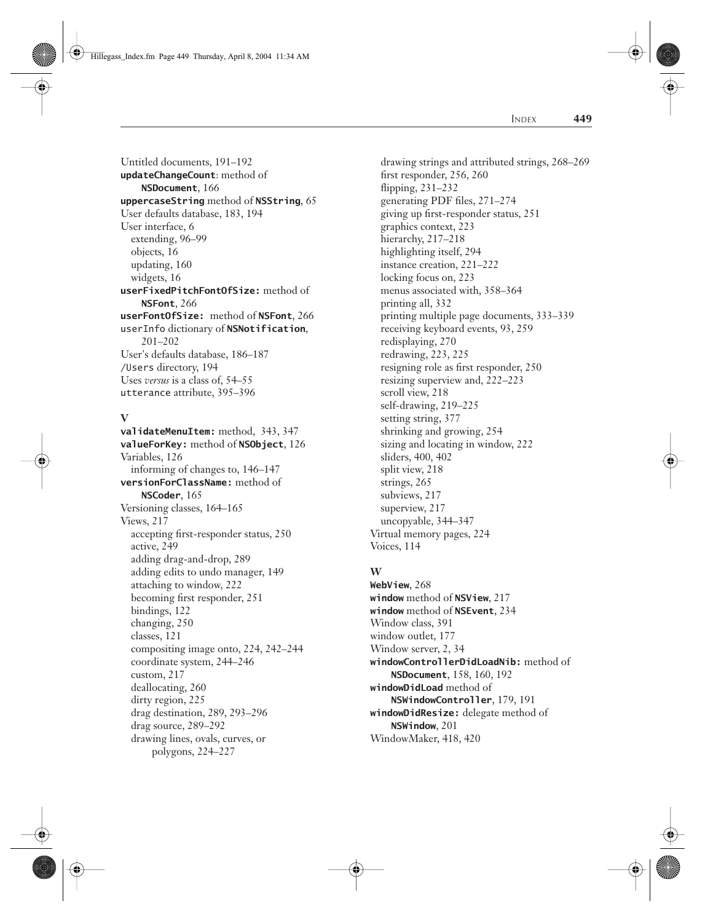Untitled documents, 191–192
**updateChangeCount**: method of
    **NSDocument**, 166
**uppercaseString** method of **NSString**, 65
User defaults database, 183, 194
User interface, 6
    extending, 96–99
    objects, 16
    updating, 160
    widgets, 16
**userFixedPitchFontOfSize:** method of
    **NSFont**, 266
**userFontOfSize:** method of **NSFont**, 266
userInfo dictionary of **NSNotification**,
    201–202
User's defaults database, 186–187
/Users directory, 194
Uses *versus* is a class of, 54–55
utterance attribute, 395–396

**V**

**validateMenuItem:** method, 343, 347
**valueForKey:** method of **NSObject**, 126
Variables, 126
    informing of changes to, 146–147
**versionForClassName:** method of
    **NSCoder**, 165
Versioning classes, 164–165
Views, 217
    accepting first-responder status, 250
    active, 249
    adding drag-and-drop, 289
    adding edits to undo manager, 149
    attaching to window, 222
    becoming first responder, 251
    bindings, 122
    changing, 250
    classes, 121
    compositing image onto, 224, 242–244
    coordinate system, 244–246
    custom, 217
    deallocating, 260
    dirty region, 225
    drag destination, 289, 293–296
    drag source, 289–292
    drawing lines, ovals, curves, or
        polygons, 224–227
    drawing strings and attributed strings, 268–269
    first responder, 256, 260
    flipping, 231–232
    generating PDF files, 271–274
    giving up first-responder status, 251
    graphics context, 223
    hierarchy, 217–218
    highlighting itself, 294
    instance creation, 221–222
    locking focus on, 223
    menus associated with, 358–364
    printing all, 332
    printing multiple page documents, 333–339
    receiving keyboard events, 93, 259
    redisplaying, 270
    redrawing, 223, 225
    resigning role as first responder, 250
    resizing superview and, 222–223
    scroll view, 218
    self-drawing, 219–225
    setting string, 377
    shrinking and growing, 254
    sizing and locating in window, 222
    sliders, 400, 402
    split view, 218
    strings, 265
    subviews, 217
    superview, 217
    uncopyable, 344–347
Virtual memory pages, 224
Voices, 114

**W**

**WebView**, 268
**window** method of **NSView**, 217
**window** method of **NSEvent**, 234
Window class, 391
window outlet, 177
Window server, 2, 34
**windowControllerDidLoadNib:** method of
    **NSDocument**, 158, 160, 192
**windowDidLoad** method of
    **NSWindowController**, 179, 191
**windowDidResize:** delegate method of
    **NSWindow**, 201
WindowMaker, 418, 420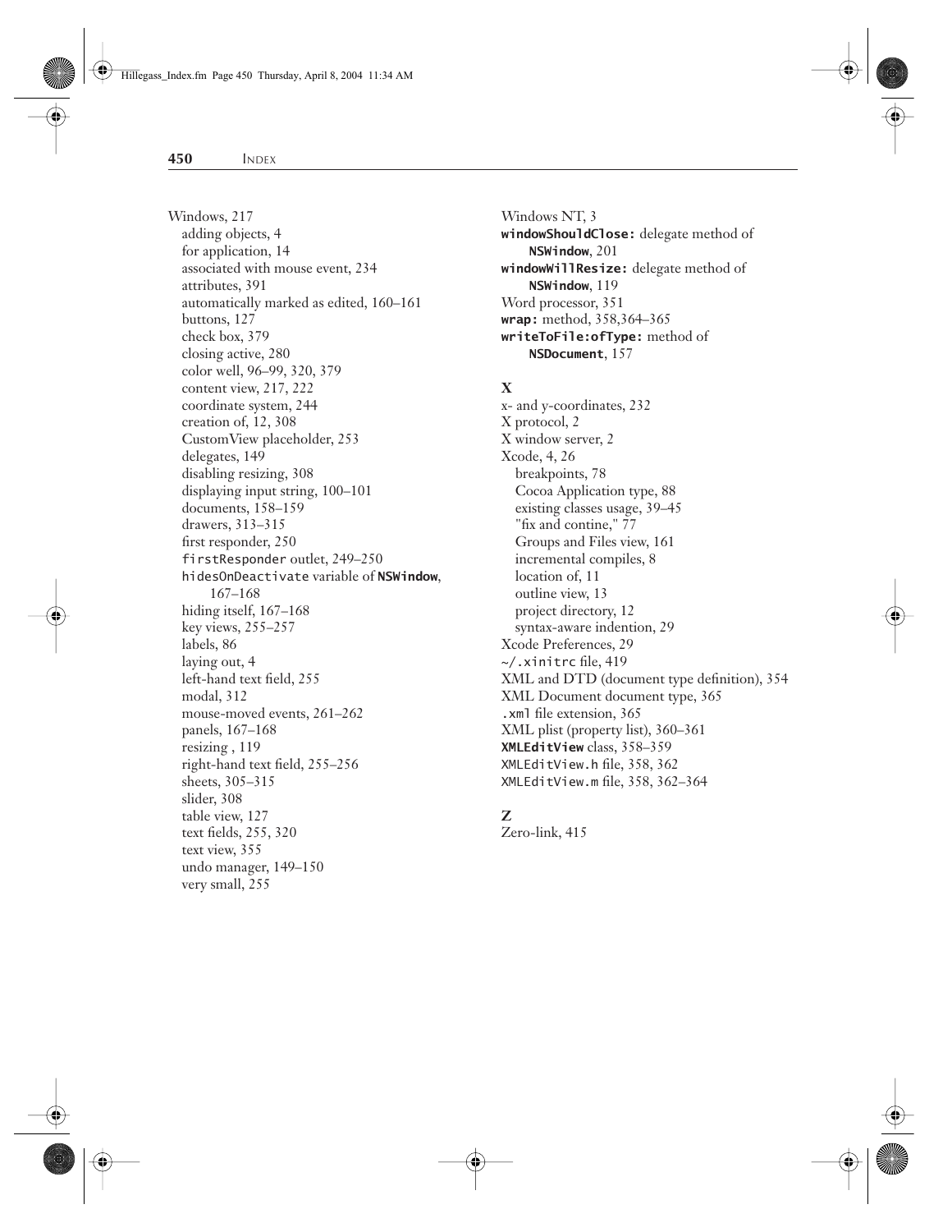Windows, 217
- adding objects, 4
- for application, 14
- associated with mouse event, 234
- attributes, 391
- automatically marked as edited, 160–161
- buttons, 127
- check box, 379
- closing active, 280
- color well, 96–99, 320, 379
- content view, 217, 222
- coordinate system, 244
- creation of, 12, 308
- CustomView placeholder, 253
- delegates, 149
- disabling resizing, 308
- displaying input string, 100–101
- documents, 158–159
- drawers, 313–315
- first responder, 250
- `firstResponder` outlet, 249–250
- `hidesOnDeactivate` variable of **`NSWindow`**, 167–168
- hiding itself, 167–168
- key views, 255–257
- labels, 86
- laying out, 4
- left-hand text field, 255
- modal, 312
- mouse-moved events, 261–262
- panels, 167–168
- resizing , 119
- right-hand text field, 255–256
- sheets, 305–315
- slider, 308
- table view, 127
- text fields, 255, 320
- text view, 355
- undo manager, 149–150
- very small, 255

Windows NT, 3

**`windowShouldClose:`** delegate method of **`NSWindow`**, 201

**`windowWillResize:`** delegate method of **`NSWindow`**, 119

Word processor, 351

**`wrap:`** method, 358,364–365

**`writeToFile:ofType:`** method of **`NSDocument`**, 157

## X

x- and y-coordinates, 232

X protocol, 2

X window server, 2

Xcode, 4, 26
- breakpoints, 78
- Cocoa Application type, 88
- existing classes usage, 39–45
- "fix and contine," 77
- Groups and Files view, 161
- incremental compiles, 8
- location of, 11
- outline view, 13
- project directory, 12
- syntax-aware indention, 29

Xcode Preferences, 29

`~/.xinitrc` file, 419

XML and DTD (document type definition), 354

XML Document document type, 365

`.xml` file extension, 365

XML plist (property list), 360–361

**`XMLEditView`** class, 358–359

`XMLEditView.h` file, 358, 362

`XMLEditView.m` file, 358, 362–364

## Z

Zero-link, 415